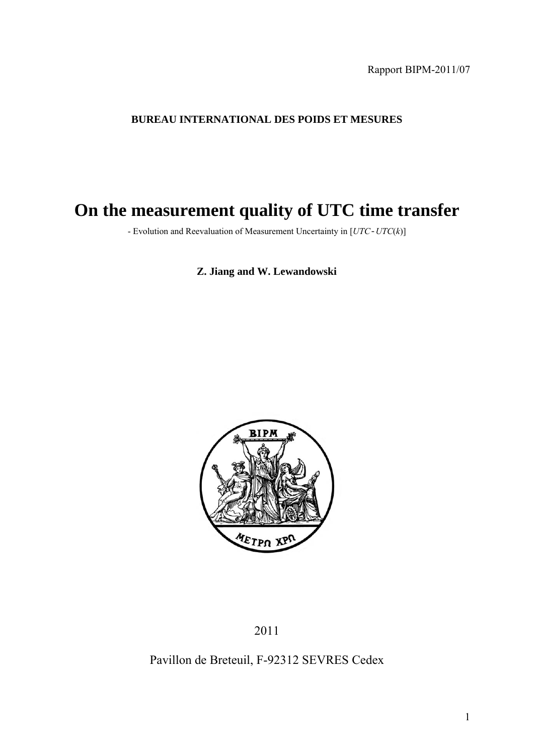Rapport BIPM-2011/07

**BUREAU INTERNATIONAL DES POIDS ET MESURES**

# On the measurement quality of UTC time transfer

- Evolution and Reevaluation of Measurement Uncertainty in [$UTC - UTC(k)$]

**Z. Jiang and W. Lewandowski**

2011

Pavillon de Breteuil, F-92312 SEVRES Cedex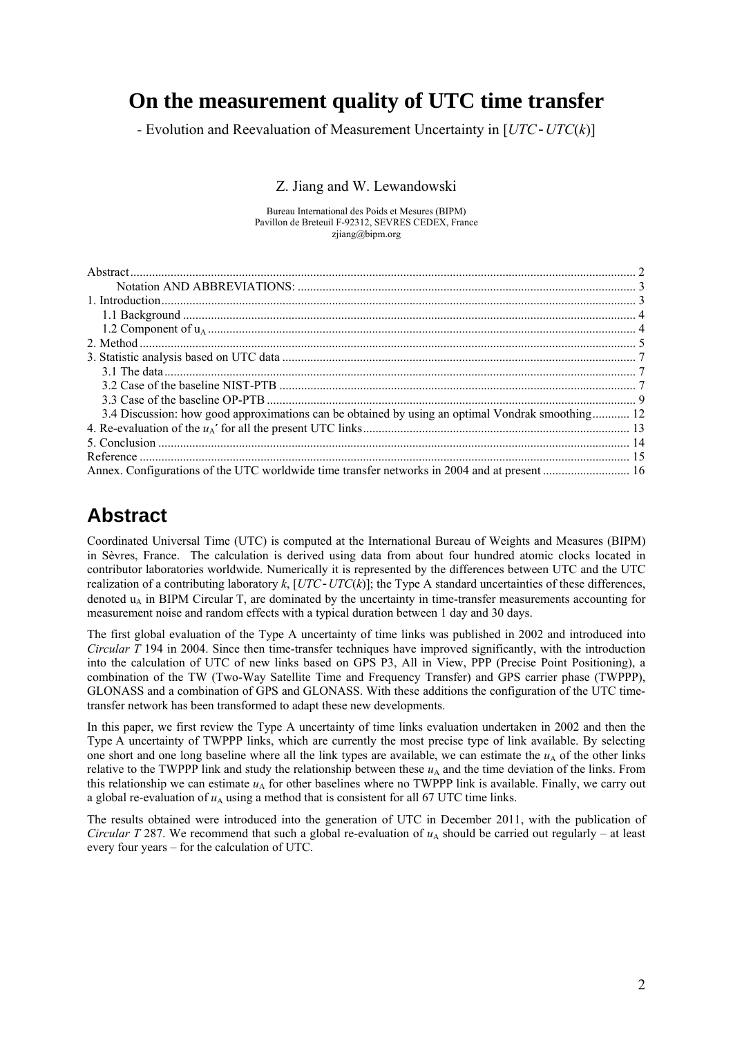# On the measurement quality of UTC time transfer

- Evolution and Reevaluation of Measurement Uncertainty in [$UTC - UTC(k)$]

Z. Jiang and W. Lewandowski

Bureau International des Poids et Mesures (BIPM)
Pavillon de Breteuil F-92312, SEVRES CEDEX, France
zjiang@bipm.org

Abstract ..... 2
Notation AND ABBREVIATIONS: ..... 3
1. Introduction ..... 3
1.1 Background ..... 4
1.2 Component of $u_A$ ..... 4
2. Method ..... 5
3. Statistic analysis based on UTC data ..... 7
3.1 The data ..... 7
3.2 Case of the baseline NIST-PTB ..... 7
3.3 Case of the baseline OP-PTB ..... 9
3.4 Discussion: how good approximations can be obtained by using an optimal Vondrak smoothing ..... 12
4. Re-evaluation of the $u_A'$ for all the present UTC links ..... 13
5. Conclusion ..... 14
Reference ..... 15
Annex. Configurations of the UTC worldwide time transfer networks in 2004 and at present ..... 16

## Abstract

Coordinated Universal Time (UTC) is computed at the International Bureau of Weights and Measures (BIPM) in Sèvres, France. The calculation is derived using data from about four hundred atomic clocks located in contributor laboratories worldwide. Numerically it is represented by the differences between UTC and the UTC realization of a contributing laboratory $k$, [$UTC - UTC(k)$]; the Type A standard uncertainties of these differences, denoted $u_A$ in BIPM Circular T, are dominated by the uncertainty in time-transfer measurements accounting for measurement noise and random effects with a typical duration between 1 day and 30 days.

The first global evaluation of the Type A uncertainty of time links was published in 2002 and introduced into *Circular T* 194 in 2004. Since then time-transfer techniques have improved significantly, with the introduction into the calculation of UTC of new links based on GPS P3, All in View, PPP (Precise Point Positioning), a combination of the TW (Two-Way Satellite Time and Frequency Transfer) and GPS carrier phase (TWPPP), GLONASS and a combination of GPS and GLONASS. With these additions the configuration of the UTC time-transfer network has been transformed to adapt these new developments.

In this paper, we first review the Type A uncertainty of time links evaluation undertaken in 2002 and then the Type A uncertainty of TWPPP links, which are currently the most precise type of link available. By selecting one short and one long baseline where all the link types are available, we can estimate the $u_A$ of the other links relative to the TWPPP link and study the relationship between these $u_A$ and the time deviation of the links. From this relationship we can estimate $u_A$ for other baselines where no TWPPP link is available. Finally, we carry out a global re-evaluation of $u_A$ using a method that is consistent for all 67 UTC time links.

The results obtained were introduced into the generation of UTC in December 2011, with the publication of *Circular T* 287. We recommend that such a global re-evaluation of $u_A$ should be carried out regularly – at least every four years – for the calculation of UTC.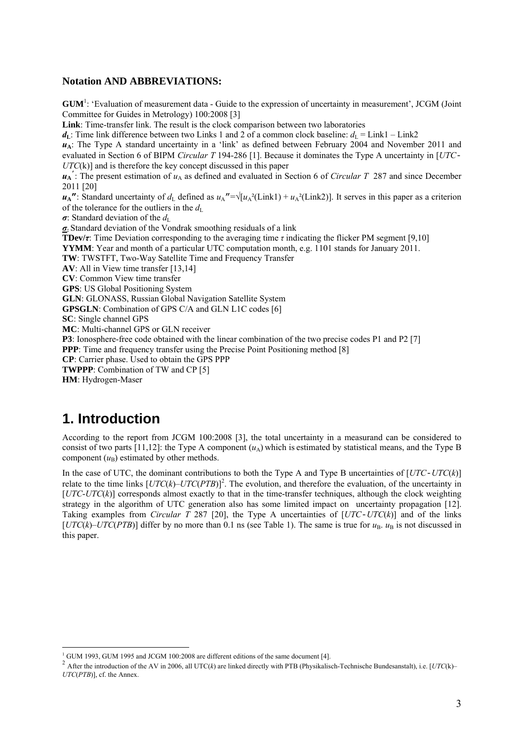**Notation AND ABBREVIATIONS:**

**GUM**[1]: 'Evaluation of measurement data - Guide to the expression of uncertainty in measurement', JCGM (Joint Committee for Guides in Metrology) 100:2008 [3]

**Link**: Time-transfer link. The result is the clock comparison between two laboratories

$d_L$: Time link difference between two Links 1 and 2 of a common clock baseline: $d_L$ = Link1 – Link2

$u_A$: The Type A standard uncertainty in a 'link' as defined between February 2004 and November 2011 and evaluated in Section 6 of BIPM *Circular T* 194-286 [1]. Because it dominates the Type A uncertainty in [*UTC*-*UTC*(k)] and is therefore the key concept discussed in this paper

$u_A'$: The present estimation of $u_A$ as defined and evaluated in Section 6 of *Circular T* 287 and since December 2011 [20]

$u_A''$: Standard uncertainty of $d_L$ defined as $u_A''=\sqrt{[u_A^2(\text{Link1}) + u_A^2(\text{Link2})]}$. It serves in this paper as a criterion of the tolerance for the outliers in the $d_L$

$\sigma$: Standard deviation of the $d_L$

$\underline{\sigma}$: Standard deviation of the Vondrak smoothing residuals of a link

**TDev/**$\tau$: Time Deviation corresponding to the averaging time $\tau$ indicating the flicker PM segment [9,10]

**YYMM**: Year and month of a particular UTC computation month, e.g. 1101 stands for January 2011.

**TW**: TWSTFT, Two-Way Satellite Time and Frequency Transfer

**AV**: All in View time transfer [13,14]

**CV**: Common View time transfer

**GPS**: US Global Positioning System

**GLN**: GLONASS, Russian Global Navigation Satellite System

**GPSGLN**: Combination of GPS C/A and GLN L1C codes [6]

**SC**: Single channel GPS

**MC**: Multi-channel GPS or GLN receiver

**P3**: Ionosphere-free code obtained with the linear combination of the two precise codes P1 and P2 [7]

**PPP**: Time and frequency transfer using the Precise Point Positioning method [8]

**CP**: Carrier phase. Used to obtain the GPS PPP

**TWPPP**: Combination of TW and CP [5]

**HM**: Hydrogen-Maser

# 1. Introduction

According to the report from JCGM 100:2008 [3], the total uncertainty in a measurand can be considered to consist of two parts [11,12]: the Type A component ($u_A$) which is estimated by statistical means, and the Type B component ($u_B$) estimated by other methods.

In the case of UTC, the dominant contributions to both the Type A and Type B uncertainties of [*UTC*-*UTC*(*k*)] relate to the time links [*UTC*(*k*)–*UTC*(*PTB*)][2]. The evolution, and therefore the evaluation, of the uncertainty in [*UTC*-*UTC*(*k*)] corresponds almost exactly to that in the time-transfer techniques, although the clock weighting strategy in the algorithm of UTC generation also has some limited impact on uncertainty propagation [12]. Taking examples from *Circular T* 287 [20], the Type A uncertainties of [*UTC*-*UTC*(*k*)] and of the links [*UTC*(*k*)–*UTC*(*PTB*)] differ by no more than 0.1 ns (see Table 1). The same is true for $u_B$. $u_B$ is not discussed in this paper.

---

[1] GUM 1993, GUM 1995 and JCGM 100:2008 are different editions of the same document [4].

[2] After the introduction of the AV in 2006, all UTC(*k*) are linked directly with PTB (Physikalisch-Technische Bundesanstalt), i.e. [*UTC*(k)–*UTC*(*PTB*)], cf. the Annex.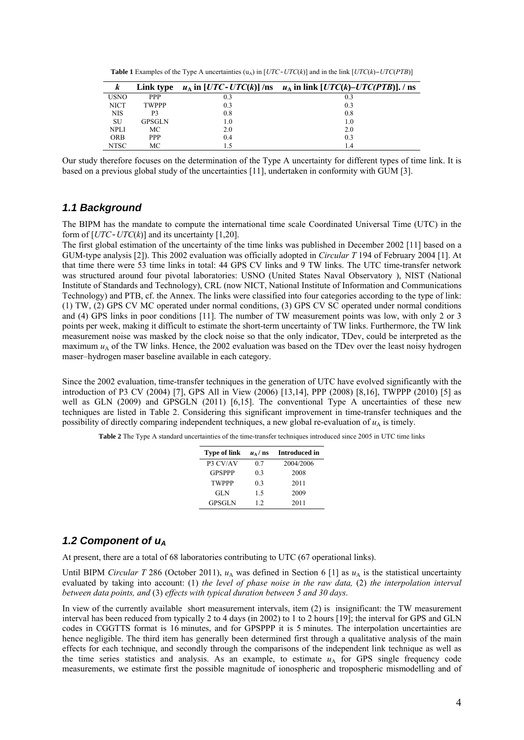**Table 1** Examples of the Type A uncertainties ($u_A$) in [$UTC - UTC(k)$] and in the link [$UTC(k) - UTC(PTB)$]

| $k$ | Link type | $u_A$ in [$UTC - UTC(k)$] /ns | $u_A$ in link [$UTC(k)$–$UTC(PTB)$]. / ns |
|---|---|---|---|
| USNO | PPP | 0.3 | 0.3 |
| NICT | TWPPP | 0.3 | 0.3 |
| NIS | P3 | 0.8 | 0.8 |
| SU | GPSGLN | 1.0 | 1.0 |
| NPLI | MC | 2.0 | 2.0 |
| ORB | PPP | 0.4 | 0.3 |
| NTSC | MC | 1.5 | 1.4 |

Our study therefore focuses on the determination of the Type A uncertainty for different types of time link. It is based on a previous global study of the uncertainties [11], undertaken in conformity with GUM [3].

## *1.1 Background*

The BIPM has the mandate to compute the international time scale Coordinated Universal Time (UTC) in the form of [$UTC - UTC(k)$] and its uncertainty [1,20].

The first global estimation of the uncertainty of the time links was published in December 2002 [11] based on a GUM-type analysis [2]). This 2002 evaluation was officially adopted in *Circular T* 194 of February 2004 [1]. At that time there were 53 time links in total: 44 GPS CV links and 9 TW links. The UTC time-transfer network was structured around four pivotal laboratories: USNO (United States Naval Observatory ), NIST (National Institute of Standards and Technology), CRL (now NICT, National Institute of Information and Communications Technology) and PTB, cf. the Annex. The links were classified into four categories according to the type of link: (1) TW, (2) GPS CV MC operated under normal conditions, (3) GPS CV SC operated under normal conditions and (4) GPS links in poor conditions [11]. The number of TW measurement points was low, with only 2 or 3 points per week, making it difficult to estimate the short-term uncertainty of TW links. Furthermore, the TW link measurement noise was masked by the clock noise so that the only indicator, TDev, could be interpreted as the maximum $u_A$ of the TW links. Hence, the 2002 evaluation was based on the TDev over the least noisy hydrogen maser–hydrogen maser baseline available in each category.

Since the 2002 evaluation, time-transfer techniques in the generation of UTC have evolved significantly with the introduction of P3 CV (2004) [7], GPS All in View (2006) [13,14], PPP (2008) [8,16], TWPPP (2010) [5] as well as GLN (2009) and GPSGLN (2011) [6,15]. The conventional Type A uncertainties of these new techniques are listed in Table 2. Considering this significant improvement in time-transfer techniques and the possibility of directly comparing independent techniques, a new global re-evaluation of $u_A$ is timely.

**Table 2** The Type A standard uncertainties of the time-transfer techniques introduced since 2005 in UTC time links

| Type of link | $u_A$ / ns | Introduced in |
|---|---|---|
| P3 CV/AV | 0.7 | 2004/2006 |
| GPSPPP | 0.3 | 2008 |
| TWPPP | 0.3 | 2011 |
| GLN | 1.5 | 2009 |
| GPSGLN | 1.2 | 2011 |

## *1.2 Component of $u_A$*

At present, there are a total of 68 laboratories contributing to UTC (67 operational links).

Until BIPM *Circular T* 286 (October 2011), $u_A$ was defined in Section 6 [1] as $u_A$ is the statistical uncertainty evaluated by taking into account: (1) *the level of phase noise in the raw data,* (2) *the interpolation interval between data points, and* (3) *effects with typical duration between 5 and 30 days*.

In view of the currently available short measurement intervals, item (2) is insignificant: the TW measurement interval has been reduced from typically 2 to 4 days (in 2002) to 1 to 2 hours [19]; the interval for GPS and GLN codes in CGGTTS format is 16 minutes, and for GPSPPP it is 5 minutes. The interpolation uncertainties are hence negligible. The third item has generally been determined first through a qualitative analysis of the main effects for each technique, and secondly through the comparisons of the independent link technique as well as the time series statistics and analysis. As an example, to estimate $u_A$ for GPS single frequency code measurements, we estimate first the possible magnitude of ionospheric and tropospheric mismodelling and of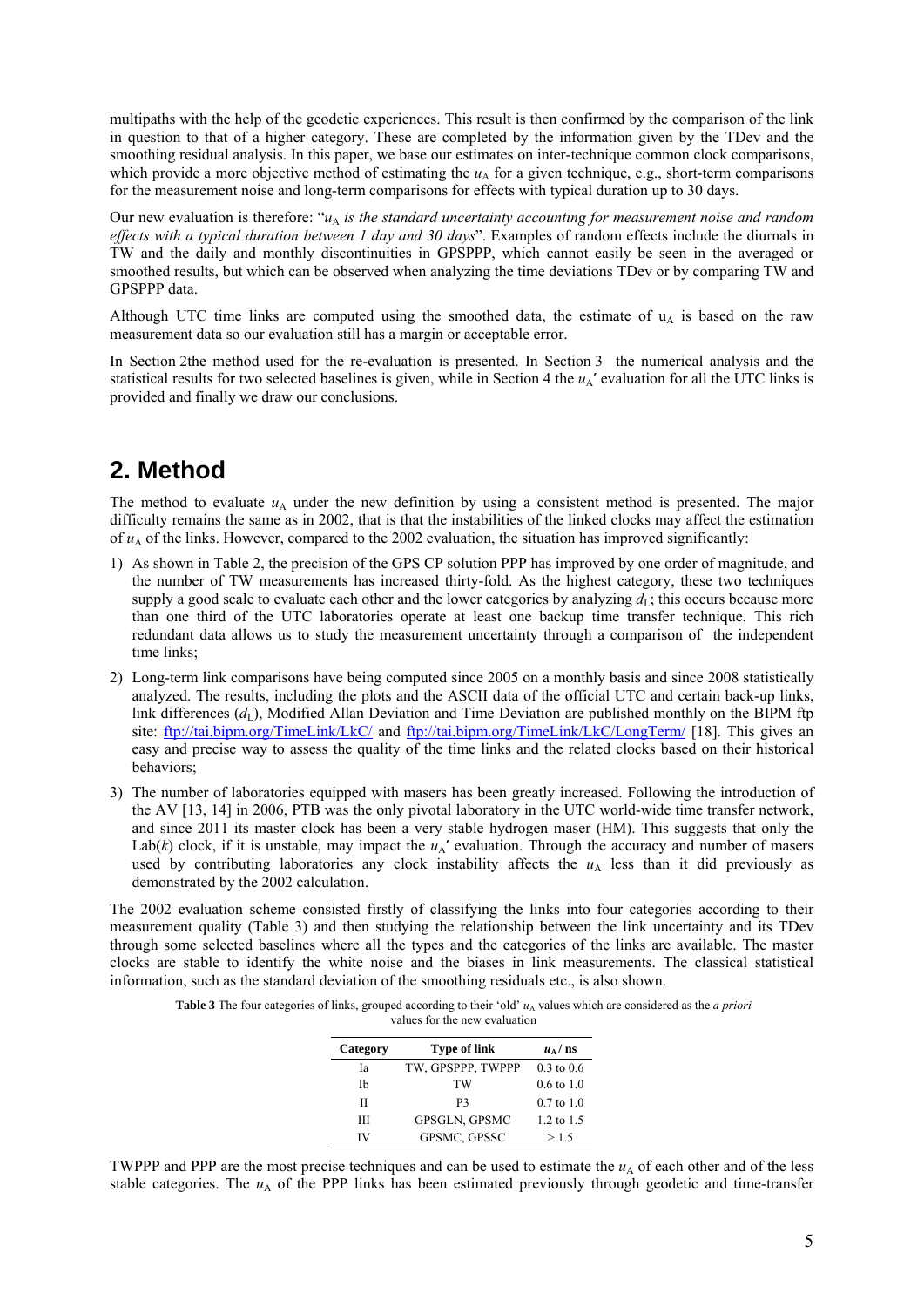multipaths with the help of the geodetic experiences. This result is then confirmed by the comparison of the link in question to that of a higher category. These are completed by the information given by the TDev and the smoothing residual analysis. In this paper, we base our estimates on inter-technique common clock comparisons, which provide a more objective method of estimating the $u_A$ for a given technique, e.g., short-term comparisons for the measurement noise and long-term comparisons for effects with typical duration up to 30 days.

Our new evaluation is therefore: "*$u_A$ is the standard uncertainty accounting for measurement noise and random effects with a typical duration between 1 day and 30 days*". Examples of random effects include the diurnals in TW and the daily and monthly discontinuities in GPSPPP, which cannot easily be seen in the averaged or smoothed results, but which can be observed when analyzing the time deviations TDev or by comparing TW and GPSPPP data.

Although UTC time links are computed using the smoothed data, the estimate of $u_A$ is based on the raw measurement data so our evaluation still has a margin or acceptable error.

In Section 2the method used for the re-evaluation is presented. In Section 3 the numerical analysis and the statistical results for two selected baselines is given, while in Section 4 the $u_A'$ evaluation for all the UTC links is provided and finally we draw our conclusions.

## 2. Method

The method to evaluate $u_A$ under the new definition by using a consistent method is presented. The major difficulty remains the same as in 2002, that is that the instabilities of the linked clocks may affect the estimation of $u_A$ of the links. However, compared to the 2002 evaluation, the situation has improved significantly:

1) As shown in Table 2, the precision of the GPS CP solution PPP has improved by one order of magnitude, and the number of TW measurements has increased thirty-fold. As the highest category, these two techniques supply a good scale to evaluate each other and the lower categories by analyzing $d_L$; this occurs because more than one third of the UTC laboratories operate at least one backup time transfer technique. This rich redundant data allows us to study the measurement uncertainty through a comparison of the independent time links;
2) Long-term link comparisons have being computed since 2005 on a monthly basis and since 2008 statistically analyzed. The results, including the plots and the ASCII data of the official UTC and certain back-up links, link differences ($d_L$), Modified Allan Deviation and Time Deviation are published monthly on the BIPM ftp site: ftp://tai.bipm.org/TimeLink/LkC/ and ftp://tai.bipm.org/TimeLink/LkC/LongTerm/ [18]. This gives an easy and precise way to assess the quality of the time links and the related clocks based on their historical behaviors;
3) The number of laboratories equipped with masers has been greatly increased. Following the introduction of the AV [13, 14] in 2006, PTB was the only pivotal laboratory in the UTC world-wide time transfer network, and since 2011 its master clock has been a very stable hydrogen maser (HM). This suggests that only the Lab($k$) clock, if it is unstable, may impact the $u_A'$ evaluation. Through the accuracy and number of masers used by contributing laboratories any clock instability affects the $u_A$ less than it did previously as demonstrated by the 2002 calculation.

The 2002 evaluation scheme consisted firstly of classifying the links into four categories according to their measurement quality (Table 3) and then studying the relationship between the link uncertainty and its TDev through some selected baselines where all the types and the categories of the links are available. The master clocks are stable to identify the white noise and the biases in link measurements. The classical statistical information, such as the standard deviation of the smoothing residuals etc., is also shown.

**Table 3** The four categories of links, grouped according to their 'old' $u_A$ values which are considered as the *a priori* values for the new evaluation

| Category | Type of link | $u_A$ / ns |
|---|---|---|
| Ia | TW, GPSPPP, TWPPP | 0.3 to 0.6 |
| Ib | TW | 0.6 to 1.0 |
| II | P3 | 0.7 to 1.0 |
| III | GPSGLN, GPSMC | 1.2 to 1.5 |
| IV | GPSMC, GPSSC | > 1.5 |

TWPPP and PPP are the most precise techniques and can be used to estimate the $u_A$ of each other and of the less stable categories. The $u_A$ of the PPP links has been estimated previously through geodetic and time-transfer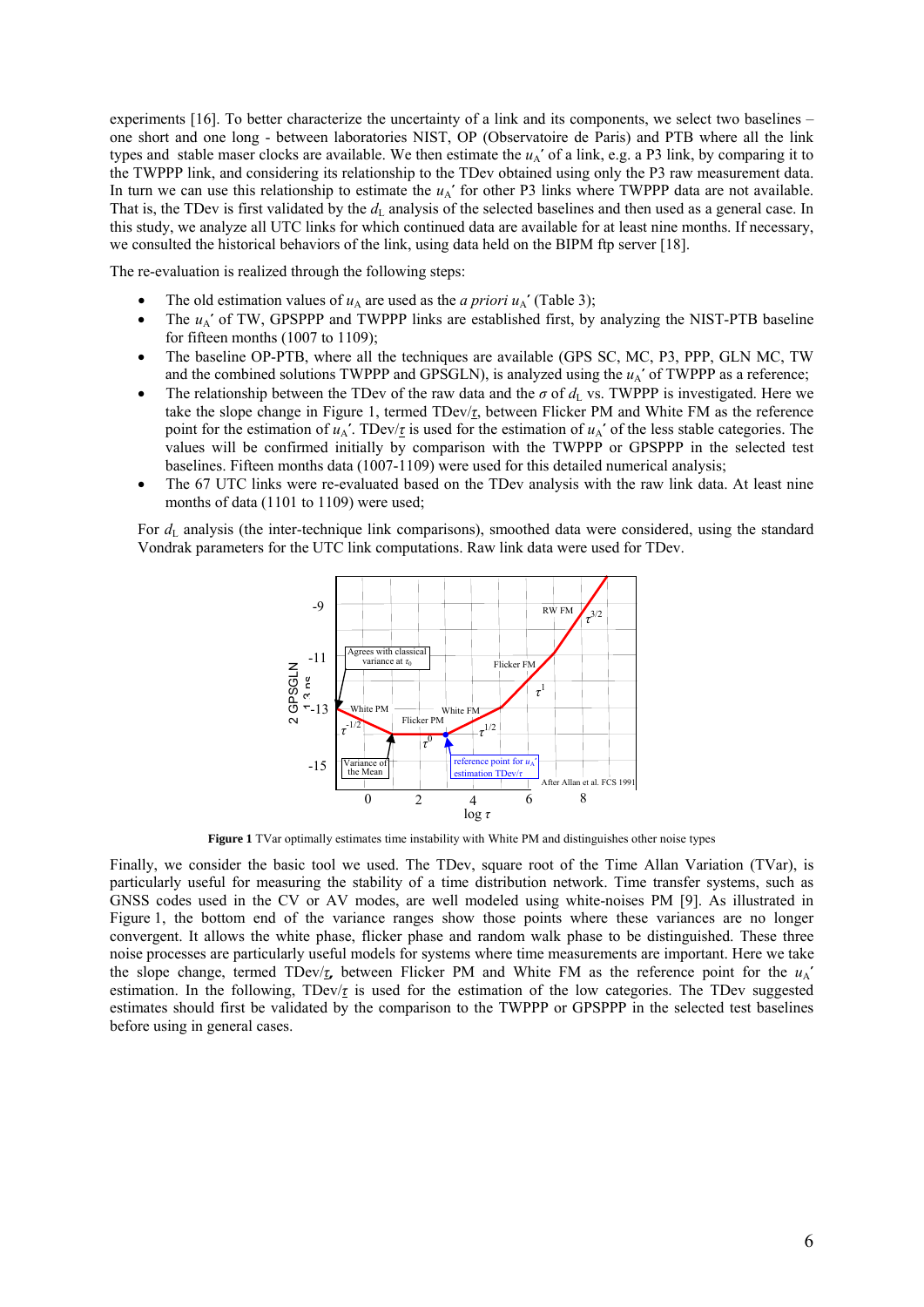experiments [16]. To better characterize the uncertainty of a link and its components, we select two baselines – one short and one long - between laboratories NIST, OP (Observatoire de Paris) and PTB where all the link types and stable maser clocks are available. We then estimate the $u_A'$ of a link, e.g. a P3 link, by comparing it to the TWPPP link, and considering its relationship to the TDev obtained using only the P3 raw measurement data. In turn we can use this relationship to estimate the $u_A'$ for other P3 links where TWPPP data are not available. That is, the TDev is first validated by the $d_L$ analysis of the selected baselines and then used as a general case. In this study, we analyze all UTC links for which continued data are available for at least nine months. If necessary, we consulted the historical behaviors of the link, using data held on the BIPM ftp server [18].

The re-evaluation is realized through the following steps:

- The old estimation values of $u_A$ are used as the *a priori* $u_A'$ (Table 3);
- The $u_A'$ of TW, GPSPPP and TWPPP links are established first, by analyzing the NIST-PTB baseline for fifteen months (1007 to 1109);
- The baseline OP-PTB, where all the techniques are available (GPS SC, MC, P3, PPP, GLN MC, TW and the combined solutions TWPPP and GPSGLN), is analyzed using the $u_A'$ of TWPPP as a reference;
- The relationship between the TDev of the raw data and the $\sigma$ of $d_L$ vs. TWPPP is investigated. Here we take the slope change in Figure 1, termed TDev/$\underline{\tau}$, between Flicker PM and White FM as the reference point for the estimation of $u_A'$. TDev/$\underline{\tau}$ is used for the estimation of $u_A'$ of the less stable categories. The values will be confirmed initially by comparison with the TWPPP in the selected test baselines. Fifteen months data (1007-1109) were used for this detailed numerical analysis;
- The 67 UTC links were re-evaluated based on the TDev analysis with the raw link data. At least nine months of data (1101 to 1109) were used;

For $d_L$ analysis (the inter-technique link comparisons), smoothed data were considered, using the standard Vondrak parameters for the UTC link computations. Raw link data were used for TDev.

**Figure 1** TVar optimally estimates time instability with White PM and distinguishes other noise types

Finally, we consider the basic tool we used. The TDev, square root of the Time Allan Variation (TVar), is particularly useful for measuring the stability of a time distribution network. Time transfer systems, such as GNSS codes used in the CV or AV modes, are well modeled using white-noises PM [9]. As illustrated in Figure 1, the bottom end of the variance ranges show those points where these variances are no longer convergent. It allows the white phase, flicker phase and random walk phase to be distinguished. These three noise processes are particularly useful models for systems where time measurements are important. Here we take the slope change, termed TDev/$\underline{\tau}$, between Flicker PM and White FM as the reference point for the $u_A'$ estimation. In the following, TDev/$\underline{\tau}$ is used for the estimation of the low categories. The TDev suggested estimates should first be validated by the comparison to the TWPPP or GPSPPP in the selected test baselines before using in general cases.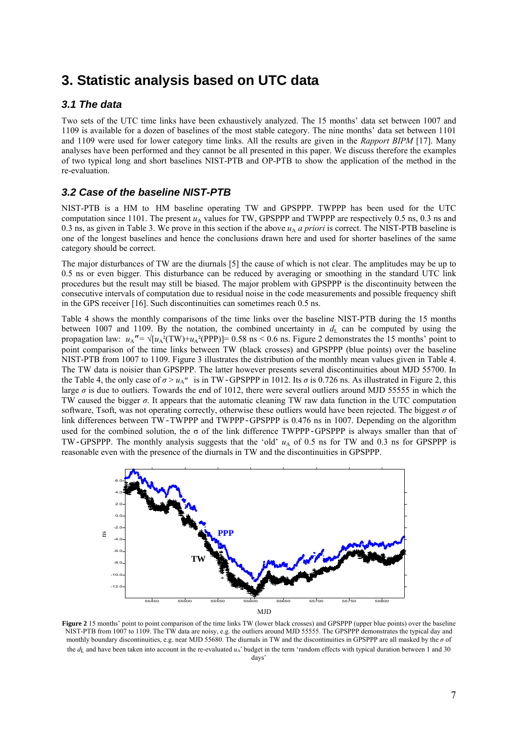# 3. Statistic analysis based on UTC data

## 3.1 The data

Two sets of the UTC time links have been exhaustively analyzed. The 15 months' data set between 1007 and 1109 is available for a dozen of baselines of the most stable category. The nine months' data set between 1101 and 1109 were used for lower category time links. All the results are given in the *Rapport BIPM* [17]. Many analyses have been performed and they cannot be all presented in this paper. We discuss therefore the examples of two typical long and short baselines NIST-PTB and OP-PTB to show the application of the method in the re-evaluation.

## 3.2 Case of the baseline NIST-PTB

NIST-PTB is a HM to HM baseline operating TW and GPSPPP. TWPPP has been used for the UTC computation since 1101. The present $u_A$ values for TW, GPSPPP and TWPPP are respectively 0.5 ns, 0.3 ns and 0.3 ns, as given in Table 3. We prove in this section if the above $u_A$ *a priori* is correct. The NIST-PTB baseline is one of the longest baselines and hence the conclusions drawn here and used for shorter baselines of the same category should be correct.

The major disturbances of TW are the diurnals [5] the cause of which is not clear. The amplitudes may be up to 0.5 ns or even bigger. This disturbance can be reduced by averaging or smoothing in the standard UTC link procedures but the result may still be biased. The major problem with GPSPPP is the discontinuity between the consecutive intervals of computation due to residual noise in the code measurements and possible frequency shift in the GPS receiver [16]. Such discontinuities can sometimes reach 0.5 ns.

Table 4 shows the monthly comparisons of the time links over the baseline NIST-PTB during the 15 months between 1007 and 1109. By the notation, the combined uncertainty in $d_L$ can be computed by using the propagation law: $u_A'' = \sqrt{[u_A^2(\mathrm{TW})+u_A^2(\mathrm{PPP})]} = 0.58$ ns < 0.6 ns. Figure 2 demonstrates the 15 months' point to point comparison of the time links between TW (black crosses) and GPSPPP (blue points) over the baseline NIST-PTB from 1007 to 1109. Figure 3 illustrates the distribution of the monthly mean values given in Table 4. The TW data is noisier than GPSPPP. The latter however presents several discontinuities about MJD 55700. In the Table 4, the only case of $\sigma > u_A''$ is in TW-GPSPPP in 1012. Its $\sigma$ is 0.726 ns. As illustrated in Figure 2, this large $\sigma$ is due to outliers. Towards the end of 1012, there were several outliers around MJD 55555 in which the TW caused the bigger $\sigma$. It appears that the automatic cleaning TW raw data function in the UTC computation software, Tsoft, was not operating correctly, otherwise these outliers would have been rejected. The biggest $\sigma$ of link differences between TW-TWPPP and TWPPP-GPSPPP is 0.476 ns in 1007. Depending on the algorithm used for the combined solution, the σ of the link difference TWPPP-GPSPPP is always smaller than that of TW-GPSPPP. The monthly analysis suggests that the 'old' $u_A$ of 0.5 ns for TW and 0.3 ns for GPSPPP is reasonable even with the presence of the diurnals in TW and the discontinuities in GPSPPP.

**Figure 2** 15 months' point to point comparison of the time links TW (lower black crosses) and GPSPPP (upper blue points) over the baseline NIST-PTB from 1007 to 1109. The TW data are noisy, e.g. the outliers around MJD 55555. The GPSPPP demonstrates the typical day and monthly boundary discontinuities, e.g. near MJD 55680. The diurnals in TW and the discontinuities in GPSPPP are all masked by the $\sigma$ of the $d_L$ and have been taken into account in the re-evaluated $u_A'$ budget in the term 'random effects with typical duration between 1 and 30 days'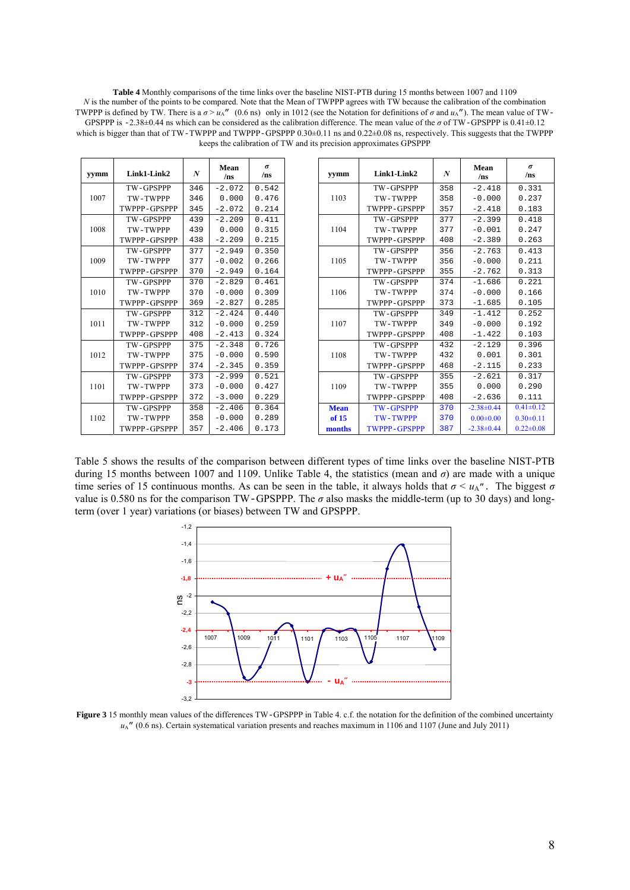**Table 4** Monthly comparisons of the time links over the baseline NIST-PTB during 15 months between 1007 and 1109 $N$ is the number of the points to be compared. Note that the Mean of TWPPP agrees with TW because the calibration of the combination TWPPP is defined by TW. There is a $\sigma > u_A''$ (0.6 ns) only in 1012 (see the Notation for definitions of $\sigma$ and $u_A''$). The mean value of TW-GPSPPP is -2.38±0.44 ns which can be considered as the calibration difference. The mean value of the $\sigma$ of TW-GPSPPP is 0.41±0.12 which is bigger than that of TW-TWPPP and TWPPP-GPSPPP 0.30±0.11 ns and 0.22±0.08 ns, respectively. This suggests that the TWPPP keeps the calibration of TW and its precision approximates GPSPPP

| yymm | Link1-Link2 | $N$ | Mean /ns | $\sigma$ /ns |
|---|---|---|---|---|
| 1007 | TW-GPSPPP | 346 | -2.072 | 0.542 |
| | TW-TWPPP | 346 | 0.000 | 0.476 |
| | TWPPP-GPSPPP | 345 | -2.072 | 0.214 |
| 1008 | TW-GPSPPP | 439 | -2.209 | 0.411 |
| | TW-TWPPP | 439 | 0.000 | 0.315 |
| | TWPPP-GPSPPP | 438 | -2.209 | 0.215 |
| 1009 | TW-GPSPPP | 377 | -2.949 | 0.350 |
| | TW-TWPPP | 377 | -0.002 | 0.266 |
| | TWPPP-GPSPPP | 370 | -2.949 | 0.164 |
| 1010 | TW-GPSPPP | 370 | -2.829 | 0.461 |
| | TW-TWPPP | 370 | -0.000 | 0.309 |
| | TWPPP-GPSPPP | 369 | -2.827 | 0.285 |
| 1011 | TW-GPSPPP | 312 | -2.424 | 0.440 |
| | TW-TWPPP | 312 | -0.000 | 0.259 |
| | TWPPP-GPSPPP | 408 | -2.413 | 0.324 |
| 1012 | TW-GPSPPP | 375 | -2.348 | 0.726 |
| | TW-TWPPP | 375 | -0.000 | 0.590 |
| | TWPPP-GPSPPP | 374 | -2.345 | 0.359 |
| 1101 | TW-GPSPPP | 373 | -2.999 | 0.521 |
| | TW-TWPPP | 373 | -0.000 | 0.427 |
| | TWPPP-GPSPPP | 372 | -3.000 | 0.229 |
| 1102 | TW-GPSPPP | 358 | -2.406 | 0.364 |
| | TW-TWPPP | 358 | -0.000 | 0.289 |
| | TWPPP-GPSPPP | 357 | -2.406 | 0.173 |
| 1103 | TW-GPSPPP | 358 | -2.418 | 0.331 |
| | TW-TWPPP | 358 | -0.000 | 0.237 |
| | TWPPP-GPSPPP | 357 | -2.418 | 0.183 |
| 1104 | TW-GPSPPP | 377 | -2.399 | 0.418 |
| | TW-TWPPP | 377 | -0.001 | 0.247 |
| | TWPPP-GPSPPP | 408 | -2.389 | 0.263 |
| 1105 | TW-GPSPPP | 356 | -2.763 | 0.413 |
| | TW-TWPPP | 356 | -0.000 | 0.211 |
| | TWPPP-GPSPPP | 355 | -2.762 | 0.313 |
| 1106 | TW-GPSPPP | 374 | -1.686 | 0.221 |
| | TW-TWPPP | 374 | -0.000 | 0.166 |
| | TWPPP-GPSPPP | 373 | -1.685 | 0.105 |
| 1107 | TW-GPSPPP | 349 | -1.412 | 0.252 |
| | TW-TWPPP | 349 | -0.000 | 0.192 |
| | TWPPP-GPSPPP | 408 | -1.422 | 0.103 |
| 1108 | TW-GPSPPP | 432 | -2.129 | 0.396 |
| | TW-TWPPP | 432 | 0.001 | 0.301 |
| | TWPPP-GPSPPP | 468 | -2.115 | 0.233 |
| 1109 | TW-GPSPPP | 355 | -2.621 | 0.317 |
| | TW-TWPPP | 355 | 0.000 | 0.290 |
| | TWPPP-GPSPPP | 408 | -2.636 | 0.111 |
| **Mean of 15 months** | TW-GPSPPP | 370 | -2.38±0.44 | 0.41±0.12 |
| | TW-TWPPP | 370 | 0.00±0.00 | 0.30±0.11 |
| | TWPPP-GPSPPP | 387 | -2.38±0.44 | 0.22±0.08 |

Table 5 shows the results of the comparison between different types of time links over the baseline NIST-PTB during 15 months between 1007 and 1109. Unlike Table 4, the statistics (mean and $\sigma$) are made with a unique time series of 15 continuous months. As can be seen in the table, it always holds that $\sigma < u_A''$. The biggest $\sigma$ value is 0.580 ns for the comparison TW-GPSPPP. The $\sigma$ also masks the middle-term (up to 30 days) and long-term (over 1 year) variations (or biases) between TW and GPSPPP.

**Figure 3** 15 monthly mean values of the differences TW-GPSPPP in Table 4. c.f. the notation for the definition of the combined uncertainty $u_A''$ (0.6 ns). Certain systematical variation presents and reaches maximum in 1106 and 1107 (June and July 2011)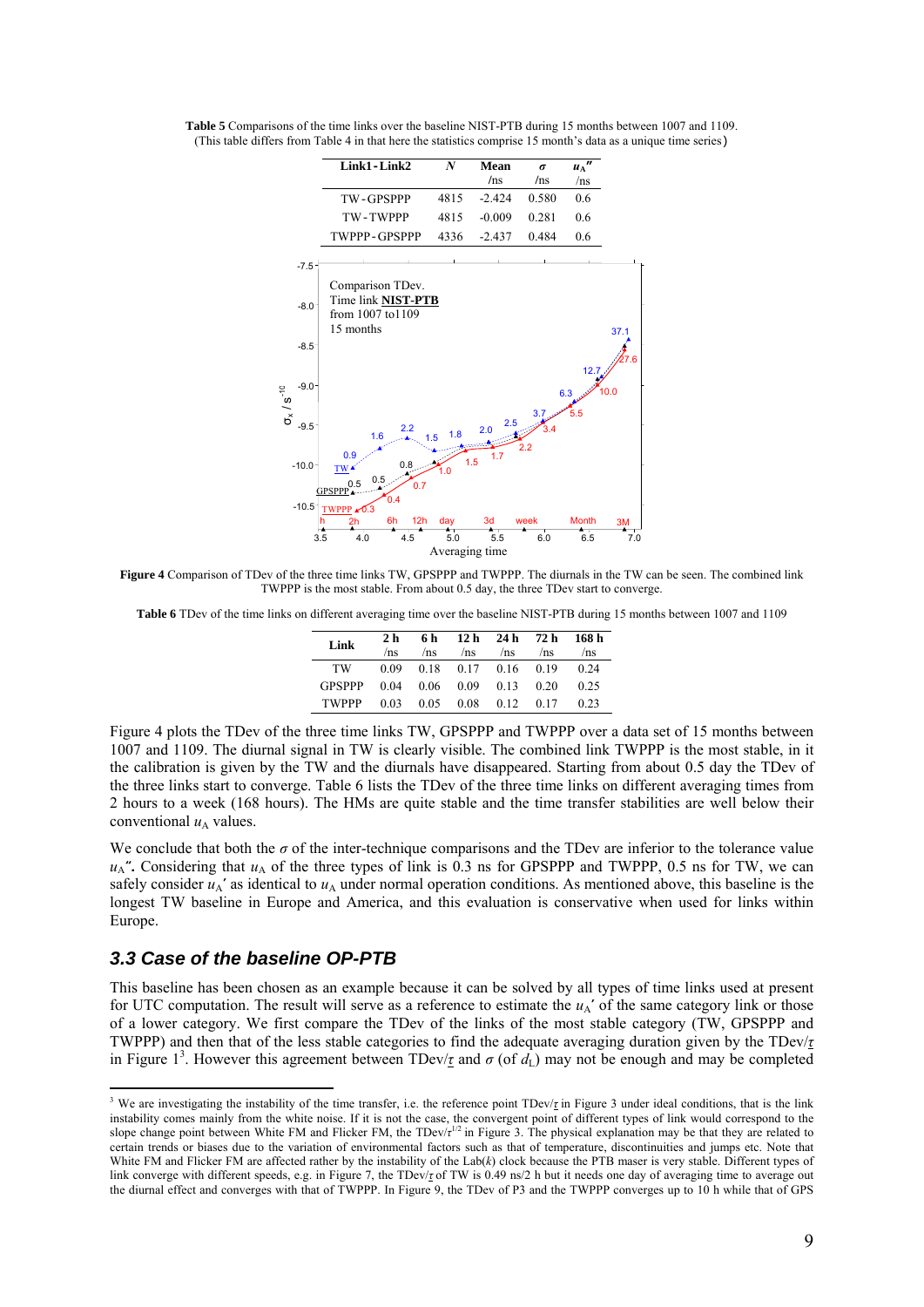**Table 5** Comparisons of the time links over the baseline NIST-PTB during 15 months between 1007 and 1109. (This table differs from Table 4 in that here the statistics comprise 15 month's data as a unique time series)

| Link1 - Link2 | $N$ | Mean /ns | $\sigma$ /ns | $u_A''$ /ns |
|---|---|---|---|---|
| TW - GPSPPP | 4815 | -2.424 | 0.580 | 0.6 |
| TW - TWPPP | 4815 | -0.009 | 0.281 | 0.6 |
| TWPPP - GPSPPP | 4336 | -2.437 | 0.484 | 0.6 |

**Figure 4** Comparison of TDev of the three time links TW, GPSPPP and TWPPP. The diurnals in the TW can be seen. The combined link TWPPP is the most stable. From about 0.5 day, the three TDev start to converge.

**Table 6** TDev of the time links on different averaging time over the baseline NIST-PTB during 15 months between 1007 and 1109

| Link | 2 h /ns | 6 h /ns | 12 h /ns | 24 h /ns | 72 h /ns | 168 h /ns |
|---|---|---|---|---|---|---|
| TW | 0.09 | 0.18 | 0.17 | 0.16 | 0.19 | 0.24 |
| GPSPPP | 0.04 | 0.06 | 0.09 | 0.13 | 0.20 | 0.25 |
| TWPPP | 0.03 | 0.05 | 0.08 | 0.12 | 0.17 | 0.23 |

Figure 4 plots the TDev of the three time links TW, GPSPPP and TWPPP over a data set of 15 months between 1007 and 1109. The diurnal signal in TW is clearly visible. The combined link TWPPP is the most stable, in it the calibration is given by the TW and the diurnals have disappeared. Starting from about 0.5 day the TDev of the three links start to converge. Table 6 lists the TDev of the three time links on different averaging times from 2 hours to a week (168 hours). The HMs are quite stable and the time transfer stabilities are well below their conventional $u_A$ values.

We conclude that both the $\sigma$ of the inter-technique comparisons and the TDev are inferior to the tolerance value $u_A''$**.** Considering that $u_A$ of the three types of link is 0.3 ns for GPSPPP and TWPPP, 0.5 ns for TW, we can safely consider $u_A'$ as identical to $u_A$ under normal operation conditions. As mentioned above, this baseline is the longest TW baseline in Europe and America, and this evaluation is conservative when used for links within Europe.

### *3.3 Case of the baseline OP-PTB*

This baseline has been chosen as an example because it can be solved by all types of time links used at present for UTC computation. The result will serve as a reference to estimate the $u_A'$ of the same category link or those of a lower category. We first compare the TDev of the links of the most stable category (TW, GPSPPP and TWPPP) and then that of the less stable categories to find the adequate averaging duration given by the TDev/$\underline{\tau}$ in Figure 1[3]. However this agreement between TDev/$\underline{\tau}$ and $\sigma$ (of $d_L$) may not be enough and may be completed

[3] We are investigating the instability of the time transfer, i.e. the reference point TDev/$\underline{\tau}$ in Figure 3 under ideal conditions, that is the link instability comes mainly from the white noise. If it is not the case, the convergent point of different types of link would correspond to the slope change point between White FM and Flicker FM, the TDev/$\tau^{1/2}$ in Figure 3. The physical explanation may be that they are related to certain trends or biases due to the variation of environmental factors such as that of temperature, discontinuities and jumps etc. Note that White FM and Flicker FM are affected rather by the instability of the Lab($k$) clock because the PTB maser is very stable. Different types of link converge with different speeds, e.g. in Figure 7, the TDev/$\underline{\tau}$ of TW is 0.49 ns/2 h but it needs one day of averaging time to average out the diurnal effect and converges with that of TWPPP. In Figure 9, the TDev of P3 and the TWPPP converges up to 10 h while that of GPS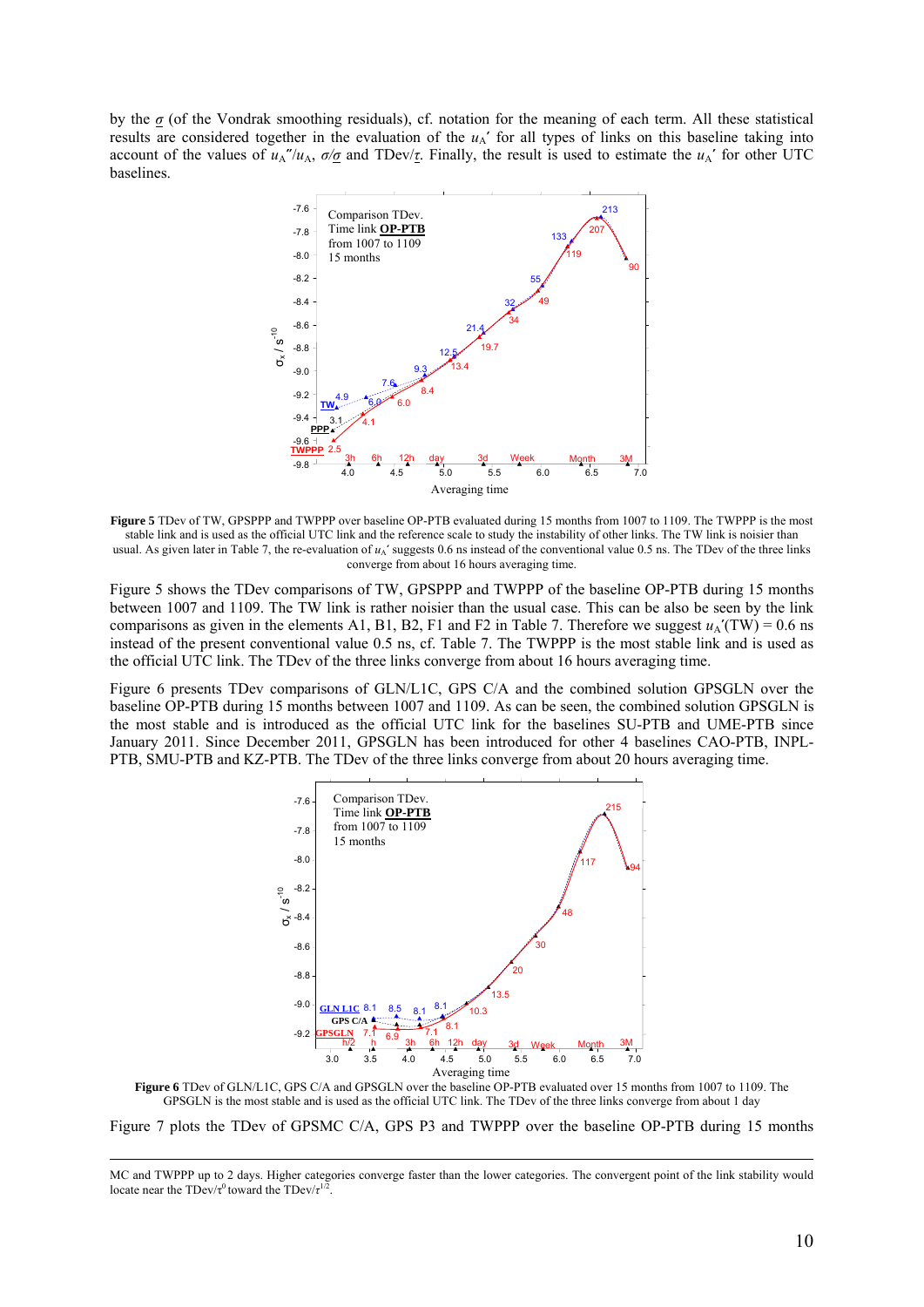by the $\underline{\sigma}$ (of the Vondrak smoothing residuals), cf. notation for the meaning of each term. All these statistical results are considered together in the evaluation of the $u_A'$ for all types of links on this baseline taking into account of the values of $u_A''/u_A$, $\sigma/\underline{\sigma}$ and TDev/$\underline{\tau}$. Finally, the result is used to estimate the $u_A'$ for other UTC baselines.

**Figure 5** TDev of TW, GPSPPP and TWPPP over baseline OP-PTB evaluated during 15 months from 1007 to 1109. The TWPPP is the most stable link and is used as the official UTC link and the reference scale to study the instability of other links. The TW link is noisier than usual. As given later in Table 7, the re-evaluation of $u_A'$ suggests 0.6 ns instead of the conventional value 0.5 ns. The TDev of the three links converge from about 16 hours averaging time.

Figure 5 shows the TDev comparisons of TW, GPSPPP and TWPPP of the baseline OP-PTB during 15 months between 1007 and 1109. The TW link is rather noisier than the usual case. This can be also be seen by the link comparisons as given in the elements A1, B1, B2, F1 and F2 in Table 7. Therefore we suggest $u_A'$(TW) = 0.6 ns instead of the present conventional value 0.5 ns, cf. Table 7. The TWPPP is the most stable link and is used as the official UTC link. The TDev of the three links converge from about 16 hours averaging time.

Figure 6 presents TDev comparisons of GLN/L1C, GPS C/A and the combined solution GPSGLN over the baseline OP-PTB during 15 months between 1007 and 1109. As can be seen, the combined solution GPSGLN is the most stable and is introduced as the official UTC link for the baselines SU-PTB and UME-PTB since January 2011. Since December 2011, GPSGLN has been introduced for other 4 baselines CAO-PTB, INPL-PTB, SMU-PTB and KZ-PTB. The TDev of the three links converge from about 20 hours averaging time.

**Figure 6** TDev of GLN/L1C, GPS C/A and GPSGLN over the baseline OP-PTB evaluated over 15 months from 1007 to 1109. The GPSGLN is the most stable and is used as the official UTC link. The TDev of the three links converge from about 1 day

Figure 7 plots the TDev of GPSMC C/A, GPS P3 and TWPPP over the baseline OP-PTB during 15 months

---

MC and TWPPP up to 2 days. Higher categories converge faster than the lower categories. The convergent point of the link stability would locate near the TDev/$\tau^0$ toward the TDev/$\tau^{1/2}$.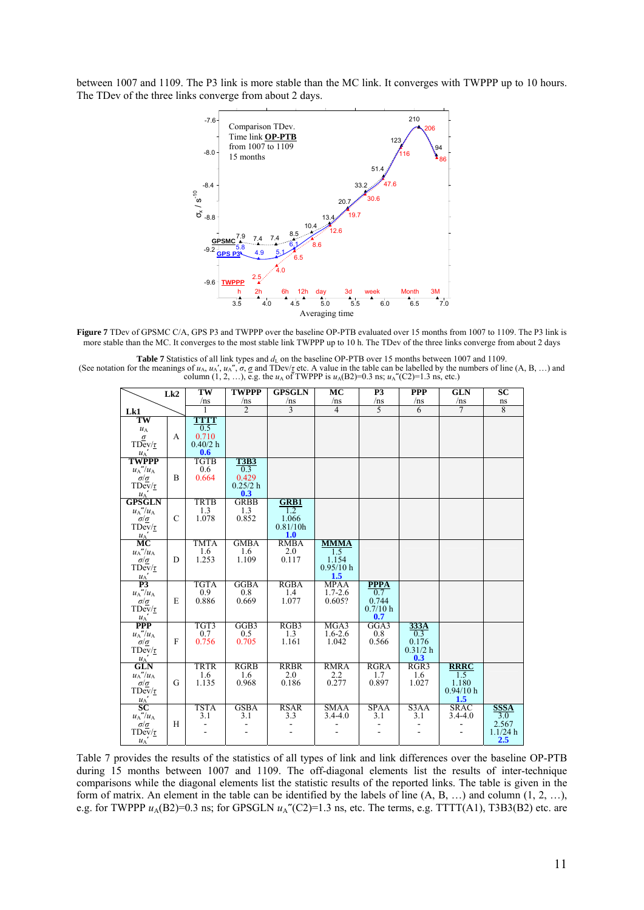between 1007 and 1109. The P3 link is more stable than the MC link. It converges with TWPPP up to 10 hours. The TDev of the three links converge from about 2 days.

**Figure 7** TDev of GPSMC C/A, GPS P3 and TWPPP over the baseline OP-PTB evaluated over 15 months from 1007 to 1109. The P3 link is more stable than the MC. It converges to the most stable link TWPPP up to 10 h. The TDev of the three links converge from about 2 days

**Table 7** Statistics of all link types and $d_L$ on the baseline OP-PTB over 15 months between 1007 and 1109.
(See notation for the meanings of $u_A$, $u_A'$, $u_A''$, $\sigma$, $\underline{\sigma}$ and TDev/$\underline{\tau}$ etc. A value in the table can be labelled by the numbers of line (A, B, …) and column (1, 2, …), e.g. the $u_A$ of TWPPP is $u_A$(B2)=0.3 ns; $u_A''$(C2)=1.3 ns, etc.)

| Lk1 \ Lk2 | | TW /ns | TWPPP /ns | GPSGLN /ns | MC /ns | P3 /ns | PPP /ns | GLN /ns | SC ns |
|---|---|---|---|---|---|---|---|---|---|
| | | 1 | 2 | 3 | 4 | 5 | 6 | 7 | 8 |
| **TW** $u_A$ $\sigma$ TDev/$\underline{\tau}$ $u_A'$ | A | **TTTT** 0.5 0.710 0.40/2 h **0.6** | | | | | | | |
| **TWPPP** $u_A''/u_A$ $\sigma/\underline{\sigma}$ TDev/$\underline{\tau}$ $u_A'$ | B | TGTB 0.6 0.664 | **T3B3** 0.3 0.429 0.25/2 h **0.3** | | | | | | |
| **GPSGLN** $u_A''/u_A$ $\sigma/\underline{\sigma}$ TDev/$\underline{\tau}$ $u_A'$ | C | TRTB 1.3 1.078 | GRBB 1.3 0.852 | **GRB1** 1.2 1.066 0.81/10h **1.0** | | | | | |
| **MC** $u_A''/u_A$ $\sigma/\underline{\sigma}$ TDev/$\underline{\tau}$ $u_A'$ | D | TMTA 1.6 1.253 | GMBA 1.6 1.109 | RMBA 2.0 0.117 | **MMMA** 1.5 1.154 0.95/10 h **1.5** | | | | |
| **P3** $u_A''/u_A$ $\sigma/\underline{\sigma}$ TDev/$\underline{\tau}$ $u_A'$ | E | TGTA 0.9 0.886 | GGBA 0.8 0.669 | RGBA 1.4 1.077 | MPAA 1.7-2.6 0.605? | **PPPA** 0.7 0.744 0.7/10 h **0.7** | | | |
| **PPP** $u_A''/u_A$ $\sigma/\underline{\sigma}$ TDev/$\underline{\tau}$ $u_A'$ | F | TGT3 0.7 0.756 | GGB3 0.5 0.705 | RGB3 1.3 1.161 | MGA3 1.6-2.6 1.042 | GGA3 0.8 0.566 | **333A** 0.3 0.176 0.31/2 h **0.3** | | |
| **GLN** $u_A''/u_A$ $\sigma/\underline{\sigma}$ TDev/$\underline{\tau}$ $u_A'$ | G | TRTR 1.6 1.135 | RGRB 1.6 0.968 | RRBR 2.0 0.186 | RMRA 2.2 0.277 | RGRA 1.7 0.897 | RGR3 1.6 1.027 | **RRRC** 1.5 1.180 0.94/10 h **1.5** | |
| **SC** $u_A''/u_A$ $\sigma/\underline{\sigma}$ TDev/$\underline{\tau}$ $u_A'$ | H | TSTA 3.1 - - | GSBA 3.1 - - | RSAR 3.3 - - | SMAA 3.4-4.0 - - | SPAA 3.1 - - | S3AA 3.1 - - | SRAC 3.4-4.0 - - | **SSSA** 3.0 2.567 1.1/24 h **2.5** |

Table 7 provides the results of the statistics of all types of link and link differences over the baseline OP-PTB during 15 months between 1007 and 1109. The off-diagonal elements list the results of inter-technique comparisons while the diagonal elements list the statistic results of the reported links. The table is given in the form of matrix. An element in the table can be identified by the labels of line (A, B, …) and column (1, 2, …), e.g. for TWPPP $u_A$(B2)=0.3 ns; for GPSGLN $u_A''$(C2)=1.3 ns, etc. The terms, e.g. TTTT(A1), T3B3(B2) etc. are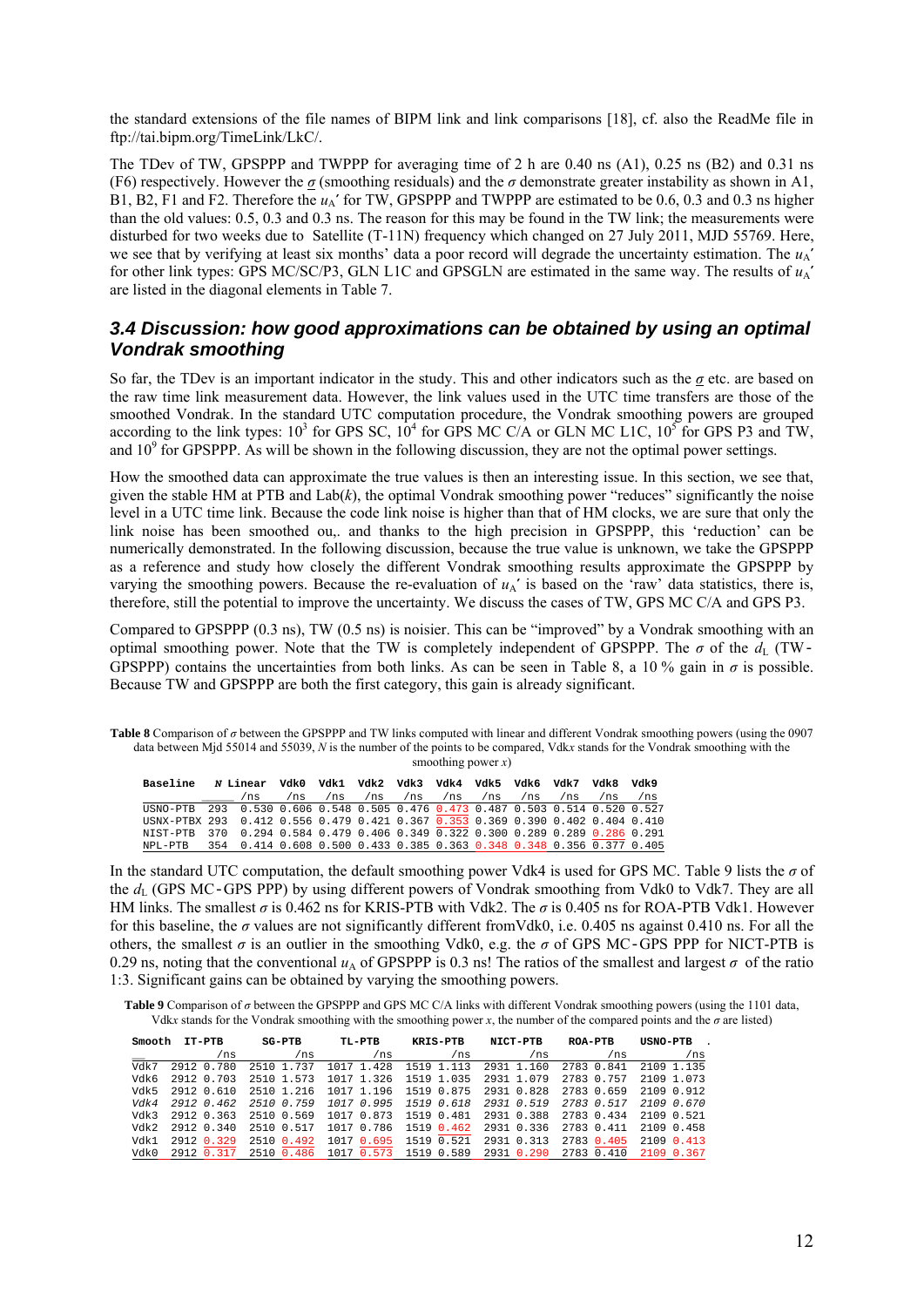the standard extensions of the file names of BIPM link and link comparisons [18], cf. also the ReadMe file in ftp://tai.bipm.org/TimeLink/LkC/.

The TDev of TW, GPSPPP and TWPPP for averaging time of 2 h are 0.40 ns (A1), 0.25 ns (B2) and 0.31 ns (F6) respectively. However the $\underline{\sigma}$ (smoothing residuals) and the $\sigma$ demonstrate greater instability as shown in A1, B1, B2, F1 and F2. Therefore the $u_A'$ for TW, GPSPPP and TWPPP are estimated to be 0.6, 0.3 and 0.3 ns higher than the old values: 0.5, 0.3 and 0.3 ns. The reason for this may be found in the TW link; the measurements were disturbed for two weeks due to Satellite (T-11N) frequency which changed on 27 July 2011, MJD 55769. Here, we see that by verifying at least six months' data a poor record will degrade the uncertainty estimation. The $u_A'$ for other link types: GPS MC/SC/P3, GLN L1C and GPSGLN are estimated in the same way. The results of $u_A'$ are listed in the diagonal elements in Table 7.

### 3.4 Discussion: how good approximations can be obtained by using an optimal Vondrak smoothing

So far, the TDev is an important indicator in the study. This and other indicators such as the $\underline{\sigma}$ etc. are based on the raw time link measurement data. However, the link values used in the UTC time transfers are those of the smoothed Vondrak. In the standard UTC computation procedure, the Vondrak smoothing powers are grouped according to the link types: $10^3$ for GPS SC, $10^4$ for GPS MC C/A or GLN MC L1C, $10^5$ for GPS P3 and TW, and $10^9$ for GPSPPP. As will be shown in the following discussion, they are not the optimal power settings.

How the smoothed data can approximate the true values is then an interesting issue. In this section, we see that, given the stable HM at PTB and Lab($k$), the optimal Vondrak smoothing power "reduces" significantly the noise level in a UTC time link. Because the code link noise is higher than that of HM clocks, we are sure that only the link noise has been smoothed ou,. and thanks to the high precision in GPSPPP, this 'reduction' can be numerically demonstrated. In the following discussion, because the true value is unknown, we take the GPSPPP as a reference and study how closely the different Vondrak smoothing results approximate the GPSPPP by varying the smoothing powers. Because the re-evaluation of $u_A'$ is based on the 'raw' data statistics, there is, therefore, still the potential to improve the uncertainty. We discuss the cases of TW, GPS MC C/A and GPS P3.

Compared to GPSPPP (0.3 ns), TW (0.5 ns) is noisier. This can be "improved" by a Vondrak smoothing with an optimal smoothing power. Note that the TW is completely independent of GPSPPP. The $\sigma$ of the $d_L$ (TW-GPSPPP) contains the uncertainties from both links. As can be seen in Table 8, a 10 % gain in $\sigma$ is possible. Because TW and GPSPPP are both the first category, this gain is already significant.

**Table 8** Comparison of $\sigma$ between the GPSPPP and TW links computed with linear and different Vondrak smoothing powers (using the 0907 data between Mjd 55014 and 55039, $N$ is the number of the points to be compared, Vdk$x$ stands for the Vondrak smoothing with the smoothing power $x$)

| Baseline | $N$ | Linear /ns | Vdk0 /ns | Vdk1 /ns | Vdk2 /ns | Vdk3 /ns | Vdk4 /ns | Vdk5 /ns | Vdk6 /ns | Vdk7 /ns | Vdk8 /ns | Vdk9 /ns |
|---|---|---|---|---|---|---|---|---|---|---|---|---|
| USNO-PTB | 293 | 0.530 | 0.606 | 0.548 | 0.505 | 0.476 | 0.473 | 0.487 | 0.503 | 0.514 | 0.520 | 0.527 |
| USNX-PTBX | 293 | 0.412 | 0.556 | 0.479 | 0.421 | 0.367 | 0.353 | 0.369 | 0.390 | 0.402 | 0.404 | 0.410 |
| NIST-PTB | 370 | 0.294 | 0.584 | 0.479 | 0.406 | 0.349 | 0.322 | 0.300 | 0.289 | 0.289 | 0.286 | 0.291 |
| NPL-PTB | 354 | 0.414 | 0.608 | 0.500 | 0.433 | 0.385 | 0.363 | 0.348 | 0.348 | 0.356 | 0.377 | 0.405 |

In the standard UTC computation, the default smoothing power Vdk4 is used for GPS MC. Table 9 lists the $\sigma$ of the $d_L$ (GPS MC-GPS PPP) by using different powers of Vondrak smoothing from Vdk0 to Vdk7. They are all HM links. The smallest $\sigma$ is 0.462 ns for KRIS-PTB with Vdk2. The $\sigma$ is 0.405 ns for ROA-PTB Vdk1. However for this baseline, the $\sigma$ values are not significantly different fromVdk0, i.e. 0.405 ns against 0.410 ns. For all the others, the smallest $\sigma$ is an outlier in the smoothing Vdk0, e.g. the $\sigma$ of GPS MC-GPS PPP for NICT-PTB is 0.29 ns, noting that the conventional $u_A$ of GPSPPP is 0.3 ns! The ratios of the smallest and largest $\sigma$ of the ratio 1:3. Significant gains can be obtained by varying the smoothing powers.

**Table 9** Comparison of $\sigma$ between the GPSPPP and GPS MC C/A links with different Vondrak smoothing powers (using the 1101 data, Vdk$x$ stands for the Vondrak smoothing with the smoothing power $x$, the number of the compared points and the $\sigma$ are listed)

| Smooth | IT-PTB | | SG-PTB | | TL-PTB | | KRIS-PTB | | NICT-PTB | | ROA-PTB | | USNO-PTB | |
|---|---|---|---|---|---|---|---|---|---|---|---|---|---|---|
| | | /ns | | /ns | | /ns | | /ns | | /ns | | /ns | | /ns |
| Vdk7 | 2912 | 0.780 | 2510 | 1.737 | 1017 | 1.428 | 1519 | 1.113 | 2931 | 1.160 | 2783 | 0.841 | 2109 | 1.135 |
| Vdk6 | 2912 | 0.703 | 2510 | 1.573 | 1017 | 1.326 | 1519 | 1.035 | 2931 | 1.079 | 2783 | 0.757 | 2109 | 1.073 |
| Vdk5 | 2912 | 0.610 | 2510 | 1.216 | 1017 | 1.196 | 1519 | 0.875 | 2931 | 0.828 | 2783 | 0.659 | 2109 | 0.912 |
| *Vdk4* | *2912* | *0.462* | *2510* | *0.759* | *1017* | *0.995* | *1519* | *0.618* | *2931* | *0.519* | *2783* | *0.517* | *2109* | *0.670* |
| Vdk3 | 2912 | 0.363 | 2510 | 0.569 | 1017 | 0.873 | 1519 | 0.481 | 2931 | 0.388 | 2783 | 0.434 | 2109 | 0.521 |
| Vdk2 | 2912 | 0.340 | 2510 | 0.517 | 1017 | 0.786 | 1519 | 0.462 | 2931 | 0.336 | 2783 | 0.411 | 2109 | 0.458 |
| Vdk1 | 2912 | 0.329 | 2510 | 0.492 | 1017 | 0.695 | 1519 | 0.521 | 2931 | 0.313 | 2783 | 0.405 | 2109 | 0.413 |
| Vdk0 | 2912 | 0.317 | 2510 | 0.486 | 1017 | 0.573 | 1519 | 0.589 | 2931 | 0.290 | 2783 | 0.410 | 2109 | 0.367 |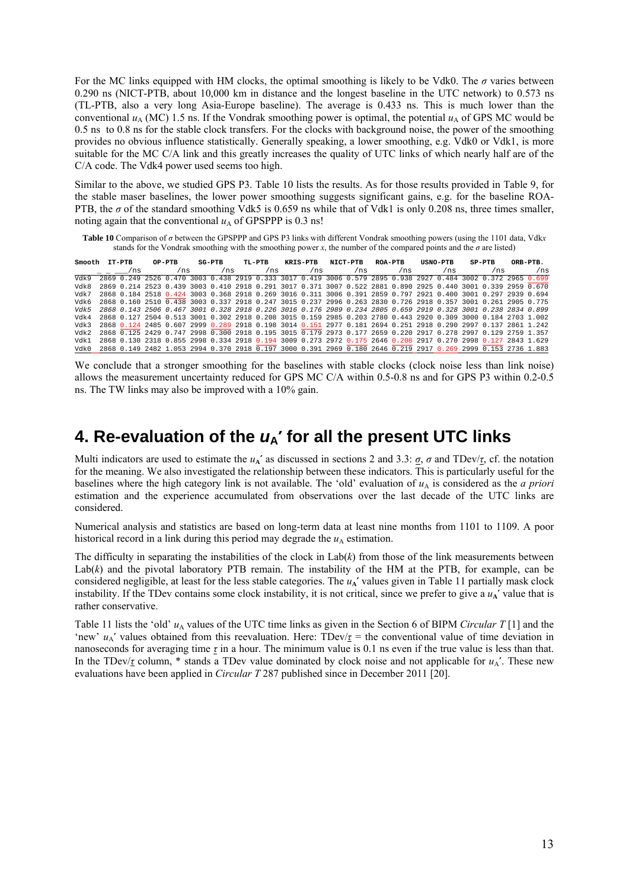For the MC links equipped with HM clocks, the optimal smoothing is likely to be Vdk0. The $\sigma$ varies between 0.290 ns (NICT-PTB, about 10,000 km in distance and the longest baseline in the UTC network) to 0.573 ns (TL-PTB, also a very long Asia-Europe baseline). The average is 0.433 ns. This is much lower than the conventional $u_A$ (MC) 1.5 ns. If the Vondrak smoothing power is optimal, the potential $u_A$ of GPS MC would be 0.5 ns to 0.8 ns for the stable clock transfers. For the clocks with background noise, the power of the smoothing provides no obvious influence statistically. Generally speaking, a lower smoothing, e.g. Vdk0 or Vdk1, is more suitable for the MC C/A link and this greatly increases the quality of UTC links of which nearly half are of the C/A code. The Vdk4 power used seems too high.

Similar to the above, we studied GPS P3. Table 10 lists the results. As for those results provided in Table 9, for the stable maser baselines, the lower power smoothing suggests significant gains, e.g. for the baseline ROA-PTB, the $\sigma$ of the standard smoothing Vdk5 is 0.659 ns while that of Vdk1 is only 0.208 ns, three times smaller, noting again that the conventional $u_A$ of GPSPPP is 0.3 ns!

**Table 10** Comparison of $\sigma$ between the GPSPPP and GPS P3 links with different Vondrak smoothing powers (using the 1101 data, Vdk*x* stands for the Vondrak smoothing with the smoothing power *x*, the number of the compared points and the $\sigma$ are listed)

| Smooth | IT-PTB | | OP-PTB | | SG-PTB | | TL-PTB | | KRIS-PTB | | NICT-PTB | | ROA-PTB | | USNO-PTB | | SP-PTB | | ORB-PTB. | |
|---|---|---|---|---|---|---|---|---|---|---|---|---|---|---|---|---|---|---|---|---|
| | | /ns | | /ns | | /ns | | /ns | | /ns | | /ns | | /ns | | /ns | | /ns | | /ns |
| Vdk9 | 2869 | 0.249 | 2526 | 0.470 | 3003 | 0.438 | 2919 | 0.333 | 3017 | 0.419 | 3006 | 0.579 | 2895 | 0.938 | 2927 | 0.484 | 3002 | 0.372 | 2965 | 0.699 |
| Vdk8 | 2869 | 0.214 | 2523 | 0.439 | 3003 | 0.410 | 2918 | 0.291 | 3017 | 0.371 | 3007 | 0.522 | 2881 | 0.890 | 2925 | 0.440 | 3001 | 0.339 | 2959 | 0.670 |
| Vdk7 | 2868 | 0.184 | 2518 | 0.424 | 3003 | 0.368 | 2918 | 0.269 | 3016 | 0.311 | 3006 | 0.391 | 2859 | 0.797 | 2921 | 0.400 | 3001 | 0.297 | 2939 | 0.694 |
| Vdk6 | 2868 | 0.160 | 2510 | 0.438 | 3003 | 0.337 | 2918 | 0.247 | 3015 | 0.237 | 2996 | 0.263 | 2830 | 0.726 | 2918 | 0.357 | 3001 | 0.261 | 2905 | 0.775 |
| *Vdk5* | *2868* | *0.143* | *2506* | *0.467* | *3001* | *0.328* | *2918* | *0.226* | *3016* | *0.176* | *2989* | *0.234* | *2805* | *0.659* | *2919* | *0.328* | *3001* | *0.238* | *2834* | *0.899* |
| Vdk4 | 2868 | 0.127 | 2504 | 0.513 | 3001 | 0.302 | 2918 | 0.208 | 3015 | 0.159 | 2985 | 0.203 | 2780 | 0.443 | 2920 | 0.309 | 3000 | 0.184 | 2703 | 1.002 |
| Vdk3 | 2868 | 0.124 | 2485 | 0.607 | 2999 | 0.289 | 2918 | 0.198 | 3014 | 0.151 | 2977 | 0.181 | 2694 | 0.251 | 2918 | 0.290 | 2997 | 0.137 | 2861 | 1.242 |
| Vdk2 | 2868 | 0.125 | 2429 | 0.747 | 2998 | 0.300 | 2918 | 0.195 | 3015 | 0.179 | 2973 | 0.177 | 2659 | 0.220 | 2917 | 0.278 | 2997 | 0.129 | 2759 | 1.357 |
| Vdk1 | 2868 | 0.130 | 2318 | 0.855 | 2998 | 0.334 | 2918 | 0.194 | 3009 | 0.273 | 2972 | 0.175 | 2646 | 0.208 | 2917 | 0.270 | 2998 | 0.127 | 2843 | 1.629 |
| Vdk0 | 2868 | 0.149 | 2482 | 1.053 | 2994 | 0.370 | 2918 | 0.197 | 3000 | 0.391 | 2969 | 0.180 | 2646 | 0.219 | 2917 | 0.269 | 2999 | 0.153 | 2736 | 1.883 |

We conclude that a stronger smoothing for the baselines with stable clocks (clock noise less than link noise) allows the measurement uncertainty reduced for GPS MC C/A within 0.5-0.8 ns and for GPS P3 within 0.2-0.5 ns. The TW links may also be improved with a 10% gain.

# 4. Re-evaluation of the $u_A'$ for all the present UTC links

Multi indicators are used to estimate the $u_A'$ as discussed in sections 2 and 3.3: $\underline{\sigma}$, $\sigma$ and TDev/$\underline{\tau}$, cf. the notation for the meaning. We also investigated the relationship between these indicators. This is particularly useful for the baselines where the high category link is not available. The 'old' evaluation of $u_A$ is considered as the *a priori* estimation and the experience accumulated from observations over the last decade of the UTC links are considered.

Numerical analysis and statistics are based on long-term data at least nine months from 1101 to 1109. A poor historical record in a link during this period may degrade the $u_A$ estimation.

The difficulty in separating the instabilities of the clock in Lab($k$) from those of the link measurements between Lab($k$) and the pivotal laboratory PTB remain. The instability of the HM at the PTB, for example, can be considered negligible, at least for the less stable categories. The $u_A'$ values given in Table 11 partially mask clock instability. If the TDev contains some clock instability, it is not critical, since we prefer to give a $u_A'$ value that is rather conservative.

Table 11 lists the 'old' $u_A$ values of the UTC time links as given in the Section 6 of BIPM *Circular T* [1] and the 'new' $u_A'$ values obtained from this reevaluation. Here: TDev/$\underline{\tau}$ = the conventional value of time deviation in nanoseconds for averaging time $\underline{\tau}$ in a hour. The minimum value is 0.1 ns even if the true value is less than that. In the TDev/$\underline{\tau}$ column, * stands a TDev value dominated by clock noise and not applicable for $u_A'$. These new evaluations have been applied in *Circular T* 287 published since in December 2011 [20].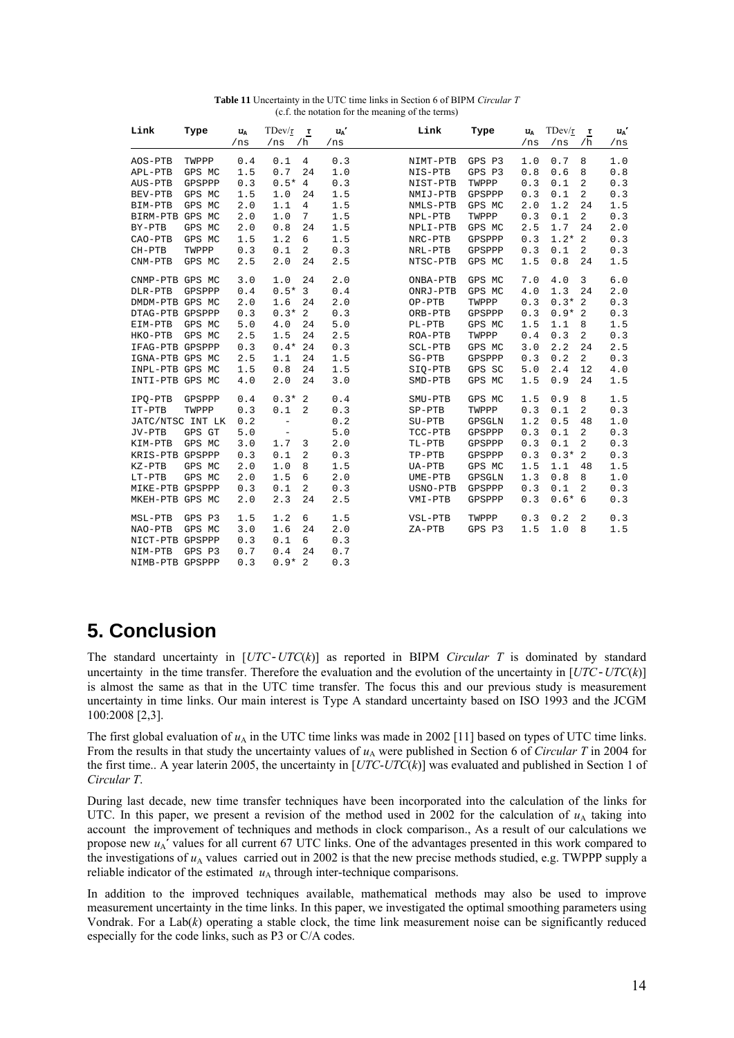**Table 11** Uncertainty in the UTC time links in Section 6 of BIPM *Circular T*
(c.f. the notation for the meaning of the terms)

| Link | Type | $u_A$ /ns | TDev/$\tau$ /ns | $\tau$ /h | $u_A'$ /ns | Link | Type | $u_A$ /ns | TDev/$\tau$ /ns | $\tau$ /h | $u_A'$ /ns |
|---|---|---|---|---|---|---|---|---|---|---|---|
| AOS-PTB | TWPPP | 0.4 | 0.1 | 4 | 0.3 | NIMT-PTB | GPS P3 | 1.0 | 0.7 | 8 | 1.0 |
| APL-PTB | GPS MC | 1.5 | 0.7 | 24 | 1.0 | NIS-PTB | GPS P3 | 0.8 | 0.6 | 8 | 0.8 |
| AUS-PTB | GPSPPP | 0.3 | 0.5* | 4 | 0.3 | NIST-PTB | TWPPP | 0.3 | 0.1 | 2 | 0.3 |
| BEV-PTB | GPS MC | 1.5 | 1.0 | 24 | 1.5 | NMIJ-PTB | GPSPPP | 0.3 | 0.1 | 2 | 0.3 |
| BIM-PTB | GPS MC | 2.0 | 1.1 | 4 | 1.5 | NMLS-PTB | GPS MC | 2.0 | 1.2 | 24 | 1.5 |
| BIRM-PTB | GPS MC | 2.0 | 1.0 | 7 | 1.5 | NPL-PTB | TWPPP | 0.3 | 0.1 | 2 | 0.3 |
| BY-PTB | GPS MC | 2.0 | 0.8 | 24 | 1.5 | NPLI-PTB | GPS MC | 2.5 | 1.7 | 24 | 2.0 |
| CAO-PTB | GPS MC | 1.5 | 1.2 | 6 | 1.5 | NRC-PTB | GPSPPP | 0.3 | 1.2* | 2 | 0.3 |
| CH-PTB | TWPPP | 0.3 | 0.1 | 2 | 0.3 | NRL-PTB | GPSPPP | 0.3 | 0.1 | 2 | 0.3 |
| CNM-PTB | GPS MC | 2.5 | 2.0 | 24 | 2.5 | NTSC-PTB | GPS MC | 1.5 | 0.8 | 24 | 1.5 |
| CNMP-PTB | GPS MC | 3.0 | 1.0 | 24 | 2.0 | ONBA-PTB | GPS MC | 7.0 | 4.0 | 3 | 6.0 |
| DLR-PTB | GPSPPP | 0.4 | 0.5* | 3 | 0.4 | ONRJ-PTB | GPS MC | 4.0 | 1.3 | 24 | 2.0 |
| DMDM-PTB | GPS MC | 2.0 | 1.6 | 24 | 2.0 | OP-PTB | TWPPP | 0.3 | 0.3* | 2 | 0.3 |
| DTAG-PTB | GPSPPP | 0.3 | 0.3* | 2 | 0.3 | ORB-PTB | GPSPPP | 0.3 | 0.9* | 2 | 0.3 |
| EIM-PTB | GPS MC | 5.0 | 4.0 | 24 | 5.0 | PL-PTB | GPS MC | 1.5 | 1.1 | 8 | 1.5 |
| HKO-PTB | GPS MC | 2.5 | 1.5 | 24 | 2.5 | ROA-PTB | TWPPP | 0.4 | 0.3 | 2 | 0.3 |
| IFAG-PTB | GPSPPP | 0.3 | 0.4* | 24 | 0.3 | SCL-PTB | GPS MC | 3.0 | 2.2 | 24 | 2.5 |
| IGNA-PTB | GPS MC | 2.5 | 1.1 | 24 | 1.5 | SG-PTB | GPSPPP | 0.3 | 0.2 | 2 | 0.3 |
| INPL-PTB | GPS MC | 1.5 | 0.8 | 24 | 1.5 | SIQ-PTB | GPS SC | 5.0 | 2.4 | 12 | 4.0 |
| INTI-PTB | GPS MC | 4.0 | 2.0 | 24 | 3.0 | SMD-PTB | GPS MC | 1.5 | 0.9 | 24 | 1.5 |
| IPQ-PTB | GPSPPP | 0.4 | 0.3* | 2 | 0.4 | SMU-PTB | GPS MC | 1.5 | 0.9 | 8 | 1.5 |
| IT-PTB | TWPPP | 0.3 | 0.1 | 2 | 0.3 | SP-PTB | TWPPP | 0.3 | 0.1 | 2 | 0.3 |
| JATC/NTSC | INT LK | 0.2 | - | | 0.2 | SU-PTB | GPSGLN | 1.2 | 0.5 | 48 | 1.0 |
| JV-PTB | GPS GT | 5.0 | - | | 5.0 | TCC-PTB | GPSPPP | 0.3 | 0.1 | 2 | 0.3 |
| KIM-PTB | GPS MC | 3.0 | 1.7 | 3 | 2.0 | TL-PTB | GPSPPP | 0.3 | 0.1 | 2 | 0.3 |
| KRIS-PTB | GPSPPP | 0.3 | 0.1 | 2 | 0.3 | TP-PTB | GPSPPP | 0.3 | 0.3* | 2 | 0.3 |
| KZ-PTB | GPS MC | 2.0 | 1.0 | 8 | 1.5 | UA-PTB | GPS MC | 1.5 | 1.1 | 48 | 1.5 |
| LT-PTB | GPS MC | 2.0 | 1.5 | 6 | 2.0 | UME-PTB | GPSGLN | 1.3 | 0.8 | 8 | 1.0 |
| MIKE-PTB | GPSPPP | 0.3 | 0.1 | 2 | 0.3 | USNO-PTB | GPSPPP | 0.3 | 0.1 | 2 | 0.3 |
| MKEH-PTB | GPS MC | 2.0 | 2.3 | 24 | 2.5 | VMI-PTB | GPSPPP | 0.3 | 0.6* | 6 | 0.3 |
| MSL-PTB | GPS P3 | 1.5 | 1.2 | 6 | 1.5 | VSL-PTB | TWPPP | 0.3 | 0.2 | 2 | 0.3 |
| NAO-PTB | GPS MC | 3.0 | 1.6 | 24 | 2.0 | ZA-PTB | GPS P3 | 1.5 | 1.0 | 8 | 1.5 |
| NICT-PTB | GPSPPP | 0.3 | 0.1 | 6 | 0.3 | | | | | | |
| NIM-PTB | GPS P3 | 0.7 | 0.4 | 24 | 0.7 | | | | | | |
| NIMB-PTB | GPSPPP | 0.3 | 0.9* | 2 | 0.3 | | | | | | |

# 5. Conclusion

The standard uncertainty in [*UTC*-*UTC*(*k*)] as reported in BIPM *Circular T* is dominated by standard uncertainty in the time transfer. Therefore the evaluation and the evolution of the uncertainty in [*UTC*-*UTC*(*k*)] is almost the same as that in the UTC time transfer. The focus this and our previous study is measurement uncertainty in time links. Our main interest is Type A standard uncertainty based on ISO 1993 and the JCGM 100:2008 [2,3].

The first global evaluation of $u_A$ in the UTC time links was made in 2002 [11] based on types of UTC time links. From the results in that study the uncertainty values of $u_A$ were published in Section 6 of *Circular T* in 2004 for the first time.. A year laterin 2005, the uncertainty in [*UTC*-*UTC*(*k*)] was evaluated and published in Section 1 of *Circular T*.

During last decade, new time transfer techniques have been incorporated into the calculation of the links for UTC. In this paper, we present a revision of the method used in 2002 for the calculation of $u_A$ taking into account the improvement of techniques and methods in clock comparison., As a result of our calculations we propose new $u_A'$ values for all current 67 UTC links. One of the advantages presented in this work compared to the investigations of $u_A$ values carried out in 2002 is that the new precise methods studied, e.g. TWPPP supply a reliable indicator of the estimated $u_A$ through inter-technique comparisons.

In addition to the improved techniques available, mathematical methods may also be used to improve measurement uncertainty in the time links. In this paper, we investigated the optimal smoothing parameters using Vondrak. For a Lab(*k*) operating a stable clock, the time link measurement noise can be significantly reduced especially for the code links, such as P3 or C/A codes.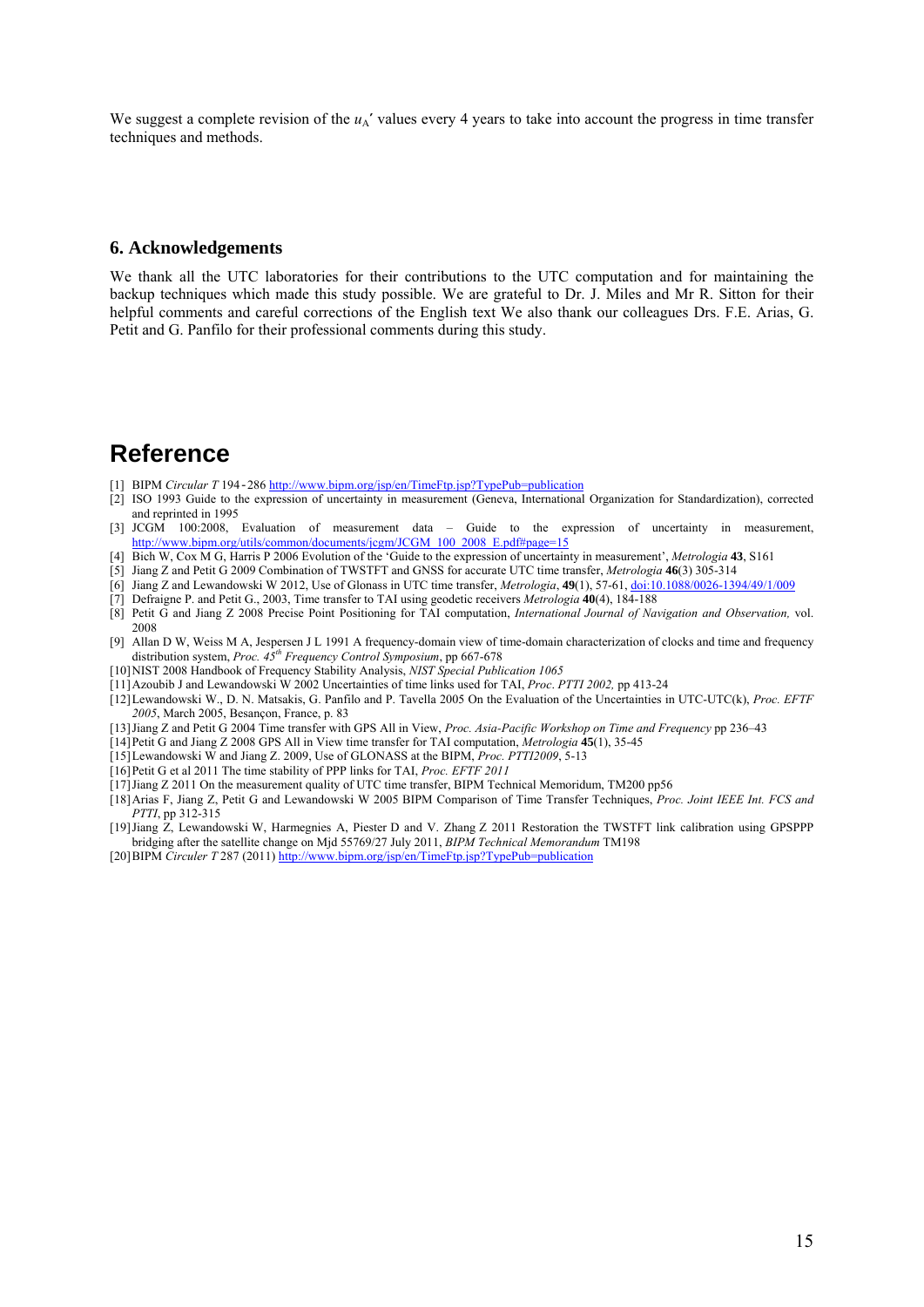We suggest a complete revision of the $u_A'$ values every 4 years to take into account the progress in time transfer techniques and methods.

## 6. Acknowledgements

We thank all the UTC laboratories for their contributions to the UTC computation and for maintaining the backup techniques which made this study possible. We are grateful to Dr. J. Miles and Mr R. Sitton for their helpful comments and careful corrections of the English text We also thank our colleagues Drs. F.E. Arias, G. Petit and G. Panfilo for their professional comments during this study.

# Reference

[1] BIPM *Circular T* 194 - 286 http://www.bipm.org/jsp/en/TimeFtp.jsp?TypePub=publication
[2] ISO 1993 Guide to the expression of uncertainty in measurement (Geneva, International Organization for Standardization), corrected and reprinted in 1995
[3] JCGM 100:2008, Evaluation of measurement data – Guide to the expression of uncertainty in measurement, http://www.bipm.org/utils/common/documents/jcgm/JCGM_100_2008_E.pdf#page=15
[4] Bich W, Cox M G, Harris P 2006 Evolution of the 'Guide to the expression of uncertainty in measurement', *Metrologia* **43**, S161
[5] Jiang Z and Petit G 2009 Combination of TWSTFT and GNSS for accurate UTC time transfer, *Metrologia* **46**(3) 305-314
[6] Jiang Z and Lewandowski W 2012, Use of Glonass in UTC time transfer, *Metrologia*, **49**(1), 57-61, doi:10.1088/0026-1394/49/1/009
[7] Defraigne P. and Petit G., 2003, Time transfer to TAI using geodetic receivers *Metrologia* **40**(4), 184-188
[8] Petit G and Jiang Z 2008 Precise Point Positioning for TAI computation, *International Journal of Navigation and Observation,* vol. 2008
[9] Allan D W, Weiss M A, Jespersen J L 1991 A frequency-domain view of time-domain characterization of clocks and time and frequency distribution system, *Proc. 45th Frequency Control Symposium*, pp 667-678
[10] NIST 2008 Handbook of Frequency Stability Analysis, *NIST Special Publication 1065*
[11] Azoubib J and Lewandowski W 2002 Uncertainties of time links used for TAI, *Proc. PTTI 2002,* pp 413-24
[12] Lewandowski W., D. N. Matsakis, G. Panfilo and P. Tavella 2005 On the Evaluation of the Uncertainties in UTC-UTC(k), *Proc. EFTF 2005*, March 2005, Besançon, France, p. 83
[13] Jiang Z and Petit G 2004 Time transfer with GPS All in View, *Proc. Asia-Pacific Workshop on Time and Frequency* pp 236–43
[14] Petit G and Jiang Z 2008 GPS All in View time transfer for TAI computation, *Metrologia* **45**(1), 35-45
[15] Lewandowski W and Jiang Z. 2009, Use of GLONASS at the BIPM, *Proc. PTTI2009*, 5-13
[16] Petit G et al 2011 The time stability of PPP links for TAI, *Proc. EFTF 2011*
[17] Jiang Z 2011 On the measurement quality of UTC time transfer, BIPM Technical Memoridum, TM200 pp56
[18] Arias F, Jiang Z, Petit G and Lewandowski W 2005 BIPM Comparison of Time Transfer Techniques, *Proc. Joint IEEE Int. FCS and PTTI*, pp 312-315
[19] Jiang Z, Lewandowski W, Harmegnies A, Piester D and V. Zhang Z 2011 Restoration the TWSTFT link calibration using GPSPPP bridging after the satellite change on Mjd 55769/27 July 2011, *BIPM Technical Memorandum* TM198
[20] BIPM *Circuler T* 287 (2011) http://www.bipm.org/jsp/en/TimeFtp.jsp?TypePub=publication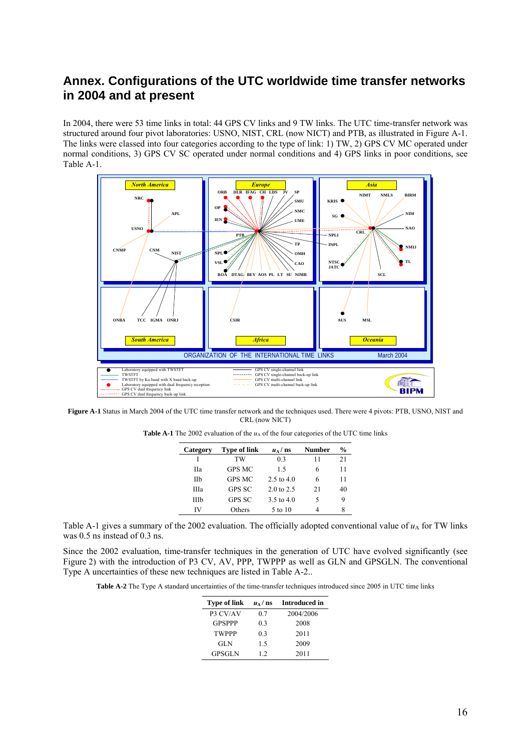# Annex. Configurations of the UTC worldwide time transfer networks in 2004 and at present

In 2004, there were 53 time links in total: 44 GPS CV links and 9 TW links. The UTC time-transfer network was structured around four pivot laboratories: USNO, NIST, CRL (now NICT) and PTB, as illustrated in Figure A-1. The links were classed into four categories according to the type of link: 1) TW, 2) GPS CV MC operated under normal conditions, 3) GPS CV SC operated under normal conditions and 4) GPS links in poor conditions, see Table A-1.

**Figure A-1** Status in March 2004 of the UTC time transfer network and the techniques used. There were 4 pivots: PTB, USNO, NIST and CRL (now NICT)

**Table A-1** The 2002 evaluation of the $u_A$ of the four categories of the UTC time links

| Category | Type of link | $u_A$ / ns | Number | % |
|---|---|---|---|---|
| I | TW | 0.3 | 11 | 21 |
| IIa | GPS MC | 1.5 | 6 | 11 |
| IIb | GPS MC | 2.5 to 4.0 | 6 | 11 |
| IIIa | GPS SC | 2.0 to 2.5 | 21 | 40 |
| IIIb | GPS SC | 3.5 to 4.0 | 5 | 9 |
| IV | Others | 5 to 10 | 4 | 8 |

Table A-1 gives a summary of the 2002 evaluation. The officially adopted conventional value of $u_A$ for TW links was 0.5 ns instead of 0.3 ns.

Since the 2002 evaluation, time-transfer techniques in the generation of UTC have evolved significantly (see Figure 2) with the introduction of P3 CV, AV, PPP, TWPPP as well as GLN and GPSGLN. The conventional Type A uncertainties of these new techniques are listed in Table A-2..

**Table A-2** The Type A standard uncertainties of the time-transfer techniques introduced since 2005 in UTC time links

| Type of link | $u_A$ / ns | Introduced in |
|---|---|---|
| P3 CV/AV | 0.7 | 2004/2006 |
| GPSPPP | 0.3 | 2008 |
| TWPPP | 0.3 | 2011 |
| GLN | 1.5 | 2009 |
| GPSGLN | 1.2 | 2011 |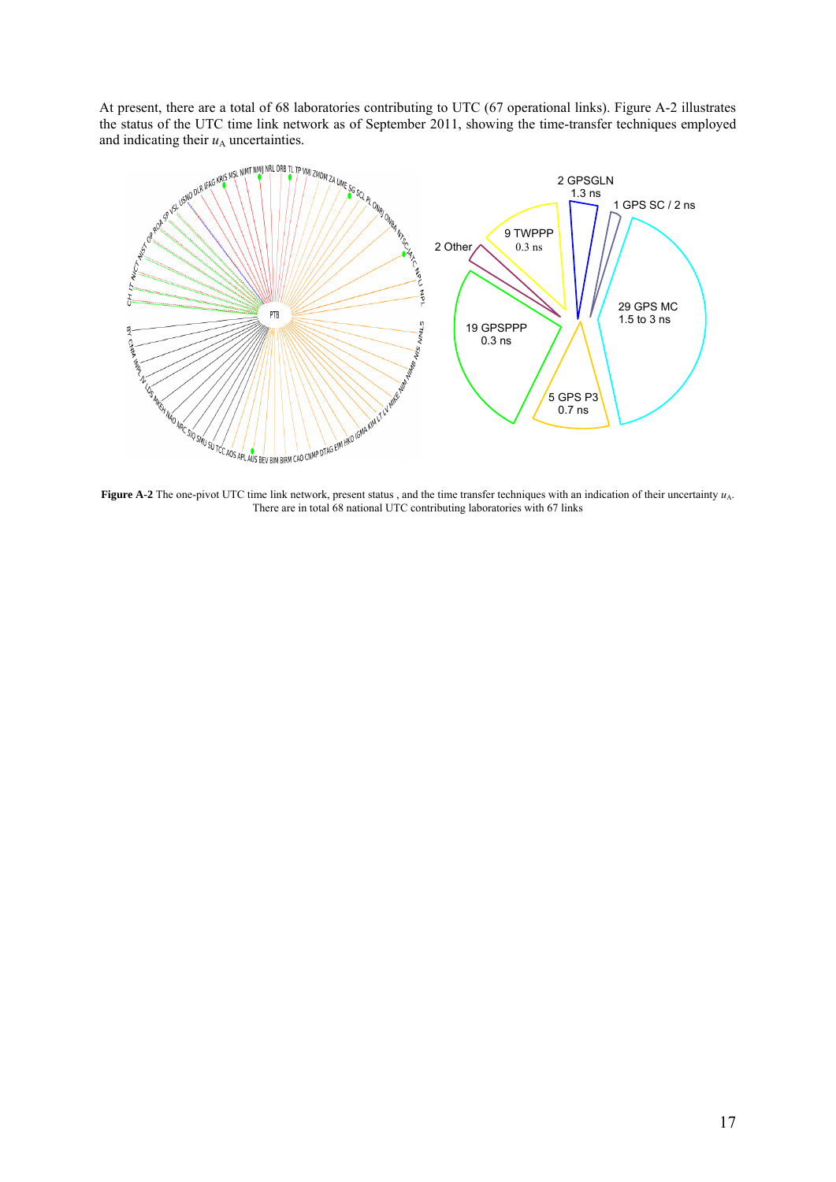At present, there are a total of 68 laboratories contributing to UTC (67 operational links). Figure A-2 illustrates the status of the UTC time link network as of September 2011, showing the time-transfer techniques employed and indicating their $u_A$ uncertainties.

PTB

2 GPSGLN
1.3 ns

1 GPS SC / 2 ns

9 TWPPP
0.3 ns

2 Other

29 GPS MC
1.5 to 3 ns

19 GPSPPP
0.3 ns

5 GPS P3
0.7 ns

**Figure A-2** The one-pivot UTC time link network, present status , and the time transfer techniques with an indication of their uncertainty $u_A$. There are in total 68 national UTC contributing laboratories with 67 links